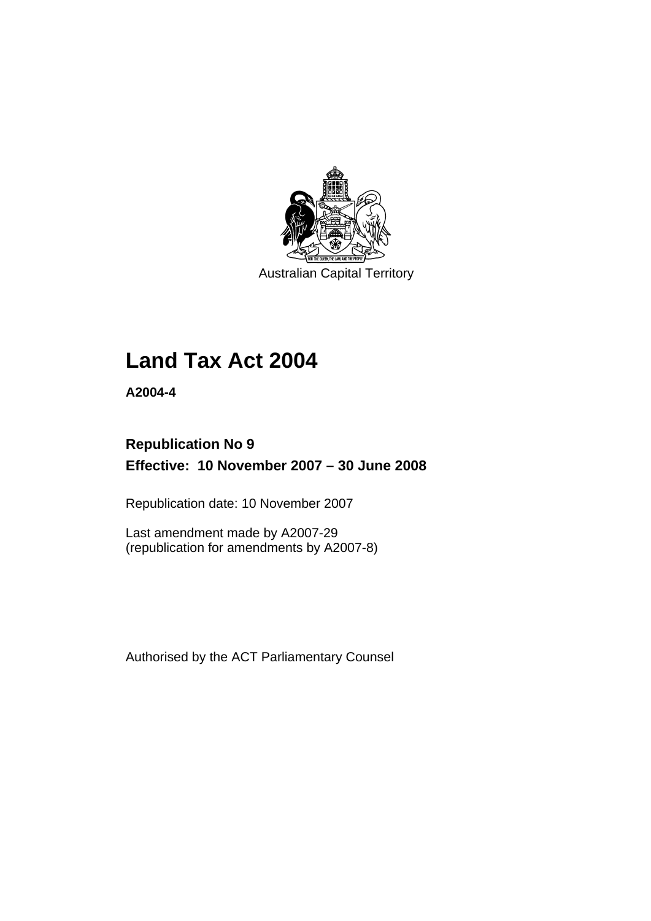Australian Capital Territory

# Land Tax Act 2004

**A2004-4**

## Republication No 9

## Effective: 10 November 2007 – 30 June 2008

Republication date: 10 November 2007

Last amendment made by A2007-29
(republication for amendments by A2007-8)

Authorised by the ACT Parliamentary Counsel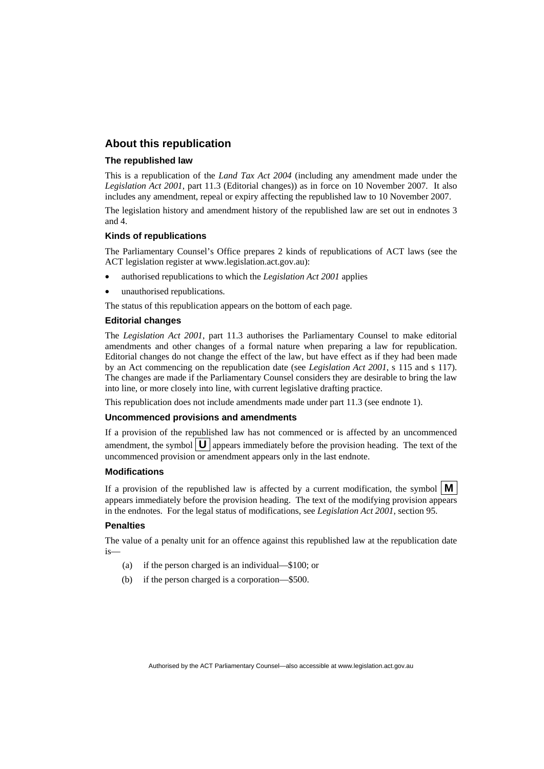## About this republication

### The republished law

This is a republication of the *Land Tax Act 2004* (including any amendment made under the *Legislation Act 2001*, part 11.3 (Editorial changes)) as in force on 10 November 2007. It also includes any amendment, repeal or expiry affecting the republished law to 10 November 2007.

The legislation history and amendment history of the republished law are set out in endnotes 3 and 4.

### Kinds of republications

The Parliamentary Counsel's Office prepares 2 kinds of republications of ACT laws (see the ACT legislation register at www.legislation.act.gov.au):

- authorised republications to which the *Legislation Act 2001* applies
- unauthorised republications.

The status of this republication appears on the bottom of each page.

### Editorial changes

The *Legislation Act 2001*, part 11.3 authorises the Parliamentary Counsel to make editorial amendments and other changes of a formal nature when preparing a law for republication. Editorial changes do not change the effect of the law, but have effect as if they had been made by an Act commencing on the republication date (see *Legislation Act 2001*, s 115 and s 117). The changes are made if the Parliamentary Counsel considers they are desirable to bring the law into line, or more closely into line, with current legislative drafting practice.

This republication does not include amendments made under part 11.3 (see endnote 1).

### Uncommenced provisions and amendments

If a provision of the republished law has not commenced or is affected by an uncommenced amendment, the symbol **U** appears immediately before the provision heading. The text of the uncommenced provision or amendment appears only in the last endnote.

### Modifications

If a provision of the republished law is affected by a current modification, the symbol **M** appears immediately before the provision heading. The text of the modifying provision appears in the endnotes. For the legal status of modifications, see *Legislation Act 2001*, section 95.

### Penalties

The value of a penalty unit for an offence against this republished law at the republication date is—

(a) if the person charged is an individual—$100; or

(b) if the person charged is a corporation—$500.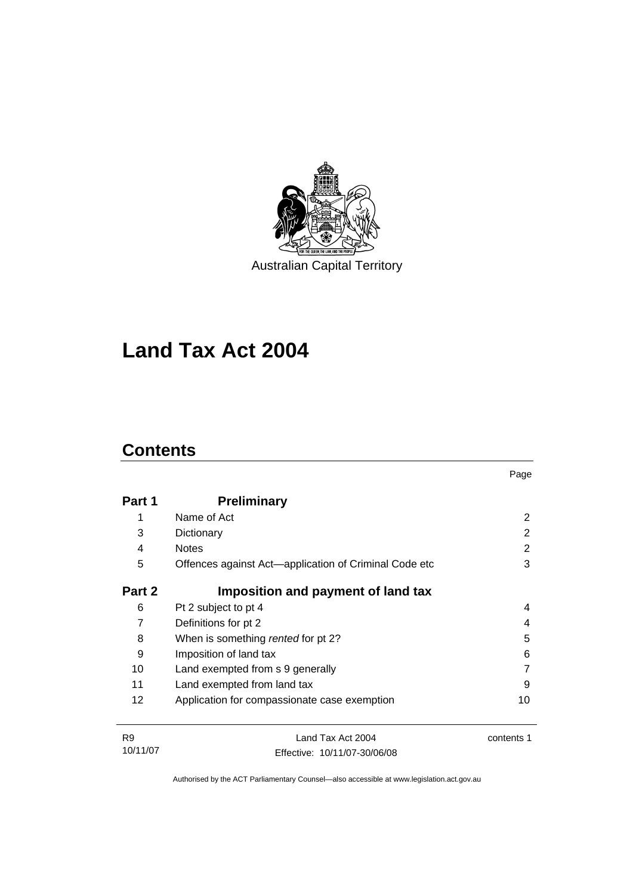Australian Capital Territory

# Land Tax Act 2004

## Contents

| | | Page |
|---|---|---|
| **Part 1** | **Preliminary** | |
| 1 | Name of Act | 2 |
| 3 | Dictionary | 2 |
| 4 | Notes | 2 |
| 5 | Offences against Act—application of Criminal Code etc | 3 |
| **Part 2** | **Imposition and payment of land tax** | |
| 6 | Pt 2 subject to pt 4 | 4 |
| 7 | Definitions for pt 2 | 4 |
| 8 | When is something *rented* for pt 2? | 5 |
| 9 | Imposition of land tax | 6 |
| 10 | Land exempted from s 9 generally | 7 |
| 11 | Land exempted from land tax | 9 |
| 12 | Application for compassionate case exemption | 10 |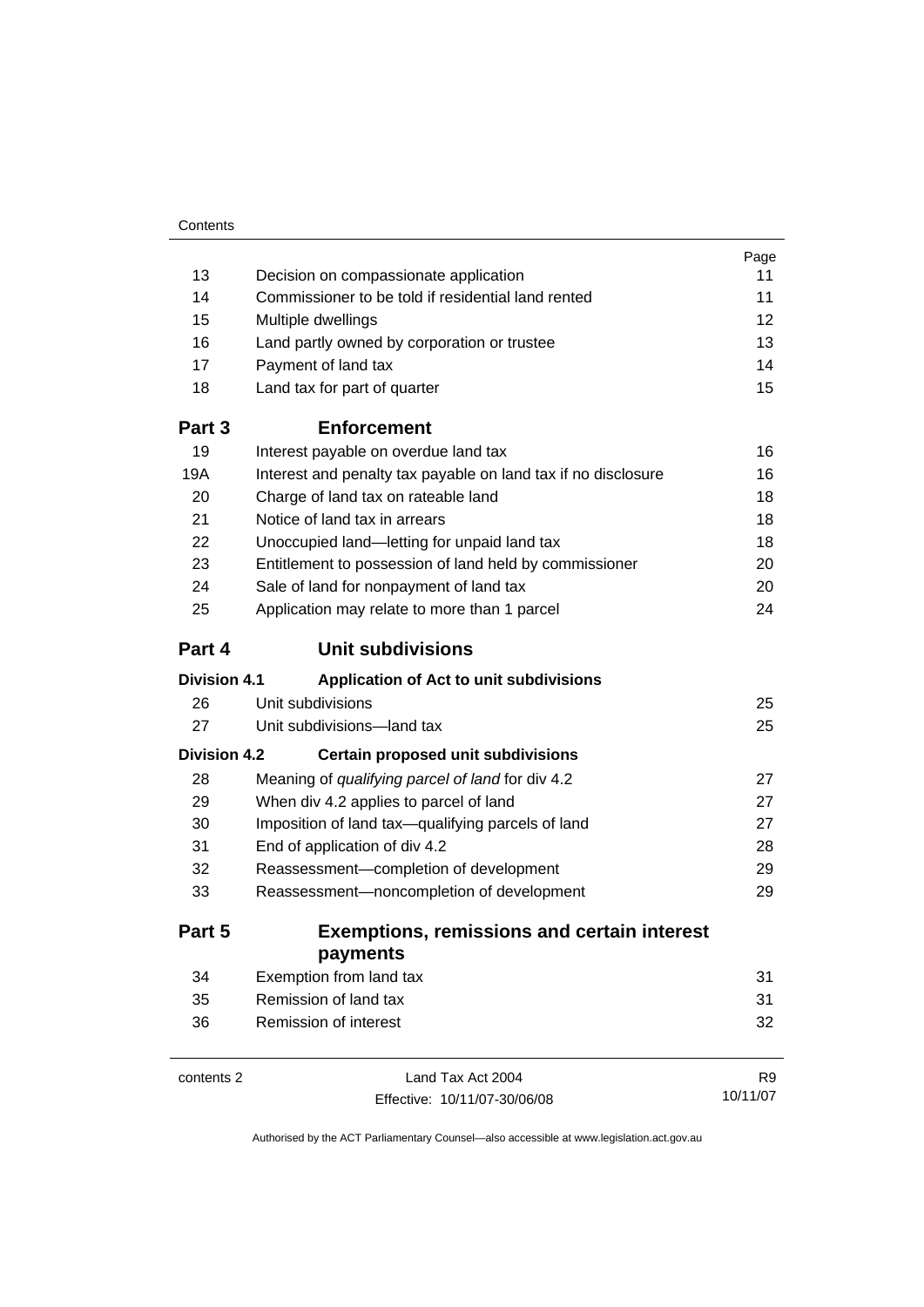| | | Page |
|---|---|---|
| 13 | Decision on compassionate application | 11 |
| 14 | Commissioner to be told if residential land rented | 11 |
| 15 | Multiple dwellings | 12 |
| 16 | Land partly owned by corporation or trustee | 13 |
| 17 | Payment of land tax | 14 |
| 18 | Land tax for part of quarter | 15 |
| **Part 3** | **Enforcement** | |
| 19 | Interest payable on overdue land tax | 16 |
| 19A | Interest and penalty tax payable on land tax if no disclosure | 16 |
| 20 | Charge of land tax on rateable land | 18 |
| 21 | Notice of land tax in arrears | 18 |
| 22 | Unoccupied land—letting for unpaid land tax | 18 |
| 23 | Entitlement to possession of land held by commissioner | 20 |
| 24 | Sale of land for nonpayment of land tax | 20 |
| 25 | Application may relate to more than 1 parcel | 24 |
| **Part 4** | **Unit subdivisions** | |
| **Division 4.1** | **Application of Act to unit subdivisions** | |
| 26 | Unit subdivisions | 25 |
| 27 | Unit subdivisions—land tax | 25 |
| **Division 4.2** | **Certain proposed unit subdivisions** | |
| 28 | Meaning of *qualifying parcel of land* for div 4.2 | 27 |
| 29 | When div 4.2 applies to parcel of land | 27 |
| 30 | Imposition of land tax—qualifying parcels of land | 27 |
| 31 | End of application of div 4.2 | 28 |
| 32 | Reassessment—completion of development | 29 |
| 33 | Reassessment—noncompletion of development | 29 |
| **Part 5** | **Exemptions, remissions and certain interest payments** | |
| 34 | Exemption from land tax | 31 |
| 35 | Remission of land tax | 31 |
| 36 | Remission of interest | 32 |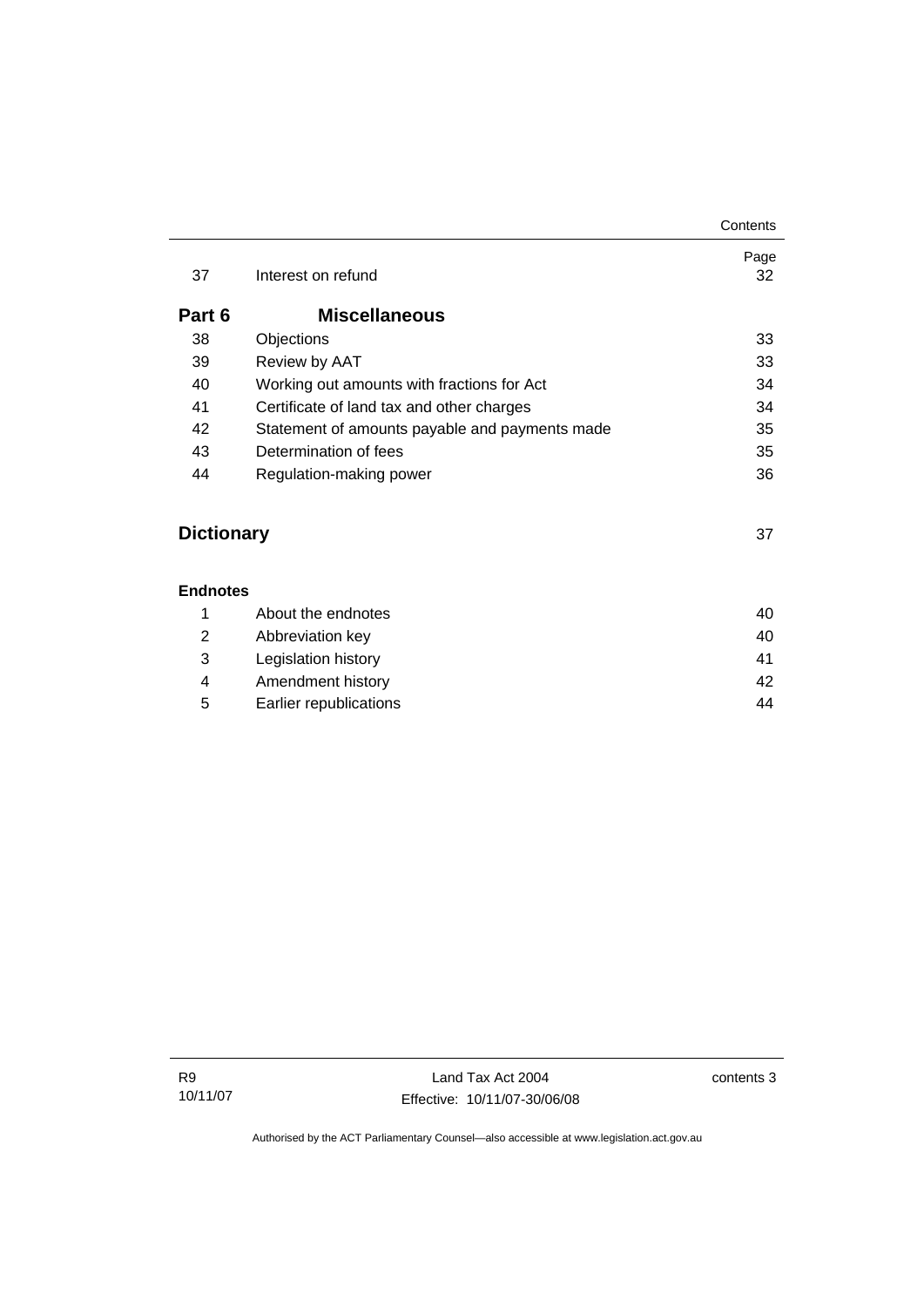| | | Page |
|---|---|---|
| 37 | Interest on refund | 32 |

**Part 6 Miscellaneous**

| | | |
|---|---|---|
| 38 | Objections | 33 |
| 39 | Review by AAT | 33 |
| 40 | Working out amounts with fractions for Act | 34 |
| 41 | Certificate of land tax and other charges | 34 |
| 42 | Statement of amounts payable and payments made | 35 |
| 43 | Determination of fees | 35 |
| 44 | Regulation-making power | 36 |

**Dictionary** 37

**Endnotes**

| | | |
|---|---|---|
| 1 | About the endnotes | 40 |
| 2 | Abbreviation key | 40 |
| 3 | Legislation history | 41 |
| 4 | Amendment history | 42 |
| 5 | Earlier republications | 44 |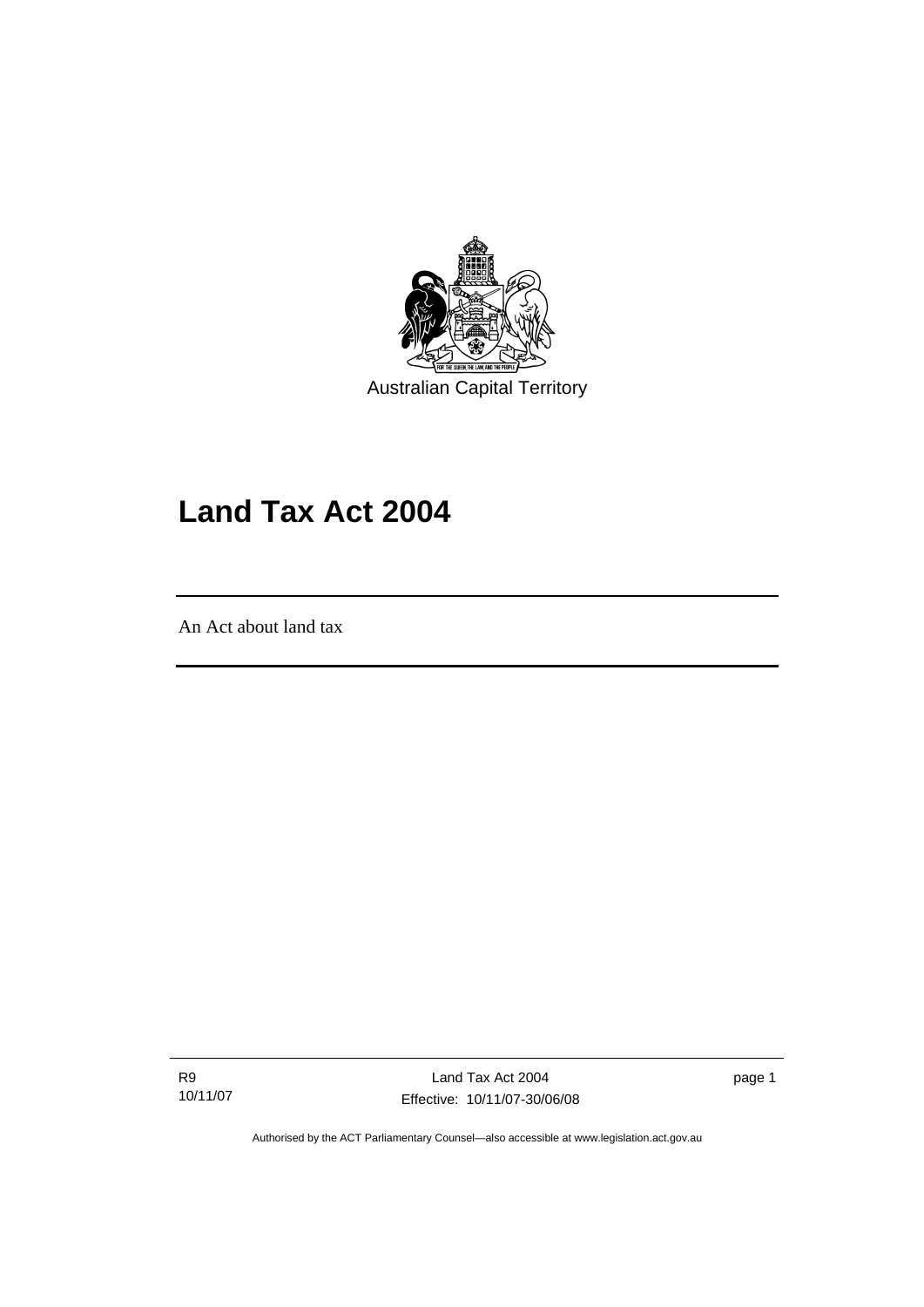Australian Capital Territory

# Land Tax Act 2004

An Act about land tax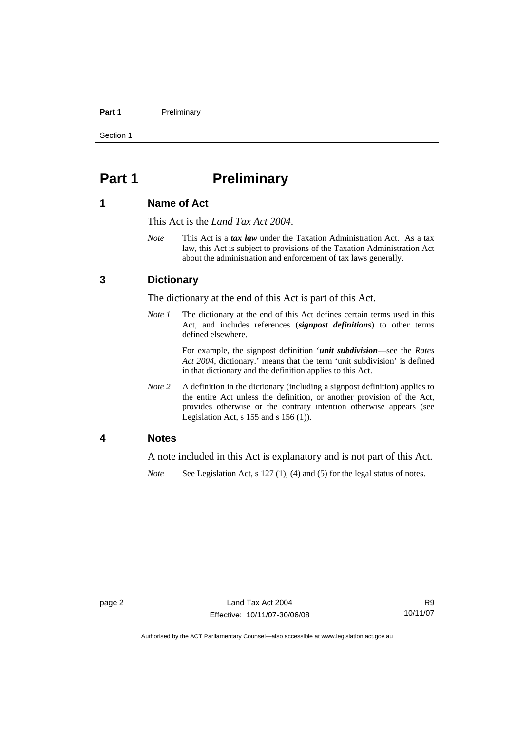# Part 1 Preliminary

## 1 Name of Act

This Act is the *Land Tax Act 2004*.

*Note* This Act is a ***tax law*** under the Taxation Administration Act. As a tax law, this Act is subject to provisions of the Taxation Administration Act about the administration and enforcement of tax laws generally.

## 3 Dictionary

The dictionary at the end of this Act is part of this Act.

*Note 1* The dictionary at the end of this Act defines certain terms used in this Act, and includes references (***signpost definitions***) to other terms defined elsewhere.

For example, the signpost definition '***unit subdivision***—see the *Rates Act 2004*, dictionary.' means that the term 'unit subdivision' is defined in that dictionary and the definition applies to this Act.

*Note 2* A definition in the dictionary (including a signpost definition) applies to the entire Act unless the definition, or another provision of the Act, provides otherwise or the contrary intention otherwise appears (see Legislation Act, s 155 and s 156 (1)).

## 4 Notes

A note included in this Act is explanatory and is not part of this Act.

*Note* See Legislation Act, s 127 (1), (4) and (5) for the legal status of notes.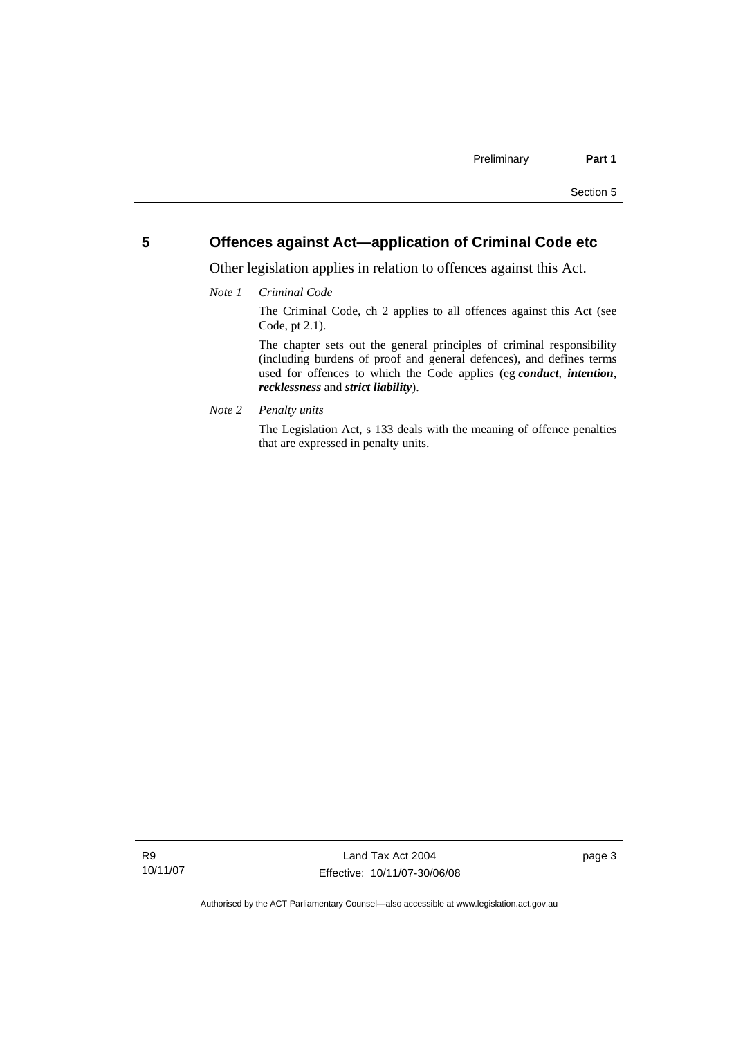## 5 Offences against Act—application of Criminal Code etc

Other legislation applies in relation to offences against this Act.

*Note 1* *Criminal Code*

The Criminal Code, ch 2 applies to all offences against this Act (see Code, pt 2.1).

The chapter sets out the general principles of criminal responsibility (including burdens of proof and general defences), and defines terms used for offences to which the Code applies (eg ***conduct***, ***intention***, ***recklessness*** and ***strict liability***).

*Note 2* *Penalty units*

The Legislation Act, s 133 deals with the meaning of offence penalties that are expressed in penalty units.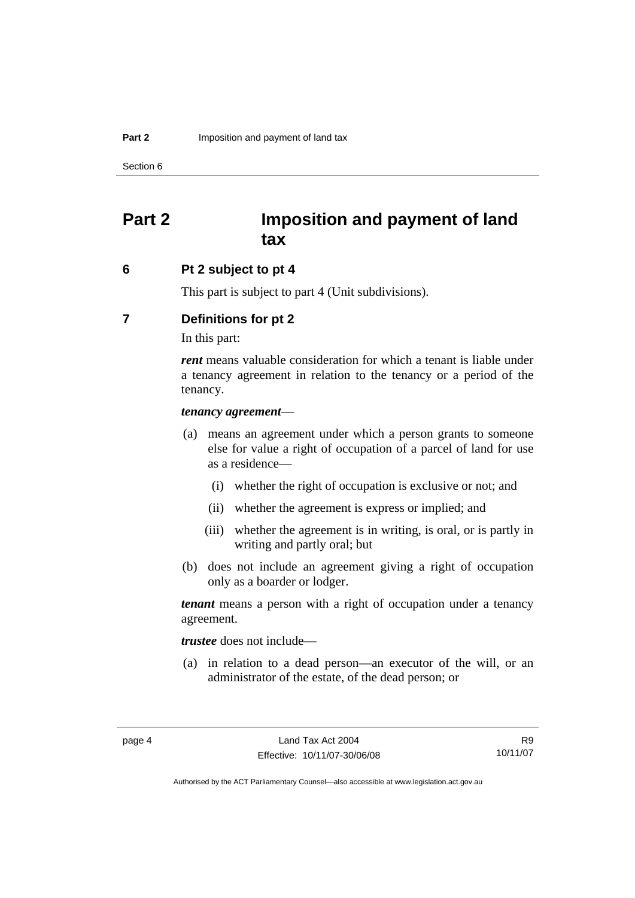# Part 2 Imposition and payment of land tax

## 6 Pt 2 subject to pt 4

This part is subject to part 4 (Unit subdivisions).

## 7 Definitions for pt 2

In this part:

***rent*** means valuable consideration for which a tenant is liable under a tenancy agreement in relation to the tenancy or a period of the tenancy.

***tenancy agreement***—

(a) means an agreement under which a person grants to someone else for value a right of occupation of a parcel of land for use as a residence—

  (i) whether the right of occupation is exclusive or not; and

  (ii) whether the agreement is express or implied; and

  (iii) whether the agreement is in writing, is oral, or is partly in writing and partly oral; but

(b) does not include an agreement giving a right of occupation only as a boarder or lodger.

***tenant*** means a person with a right of occupation under a tenancy agreement.

***trustee*** does not include—

(a) in relation to a dead person—an executor of the will, or an administrator of the estate, of the dead person; or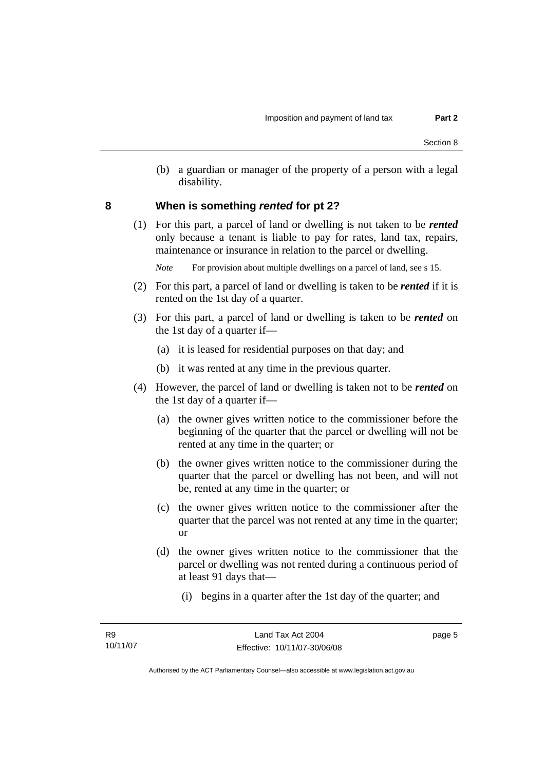(b) a guardian or manager of the property of a person with a legal disability.

## 8 When is something *rented* for pt 2?

(1) For this part, a parcel of land or dwelling is not taken to be ***rented*** only because a tenant is liable to pay for rates, land tax, repairs, maintenance or insurance in relation to the parcel or dwelling.

*Note* For provision about multiple dwellings on a parcel of land, see s 15.

(2) For this part, a parcel of land or dwelling is taken to be ***rented*** if it is rented on the 1st day of a quarter.

(3) For this part, a parcel of land or dwelling is taken to be ***rented*** on the 1st day of a quarter if—

(a) it is leased for residential purposes on that day; and

(b) it was rented at any time in the previous quarter.

(4) However, the parcel of land or dwelling is taken not to be ***rented*** on the 1st day of a quarter if—

(a) the owner gives written notice to the commissioner before the beginning of the quarter that the parcel or dwelling will not be rented at any time in the quarter; or

(b) the owner gives written notice to the commissioner during the quarter that the parcel or dwelling has not been, and will not be, rented at any time in the quarter; or

(c) the owner gives written notice to the commissioner after the quarter that the parcel was not rented at any time in the quarter; or

(d) the owner gives written notice to the commissioner that the parcel or dwelling was not rented during a continuous period of at least 91 days that—

(i) begins in a quarter after the 1st day of the quarter; and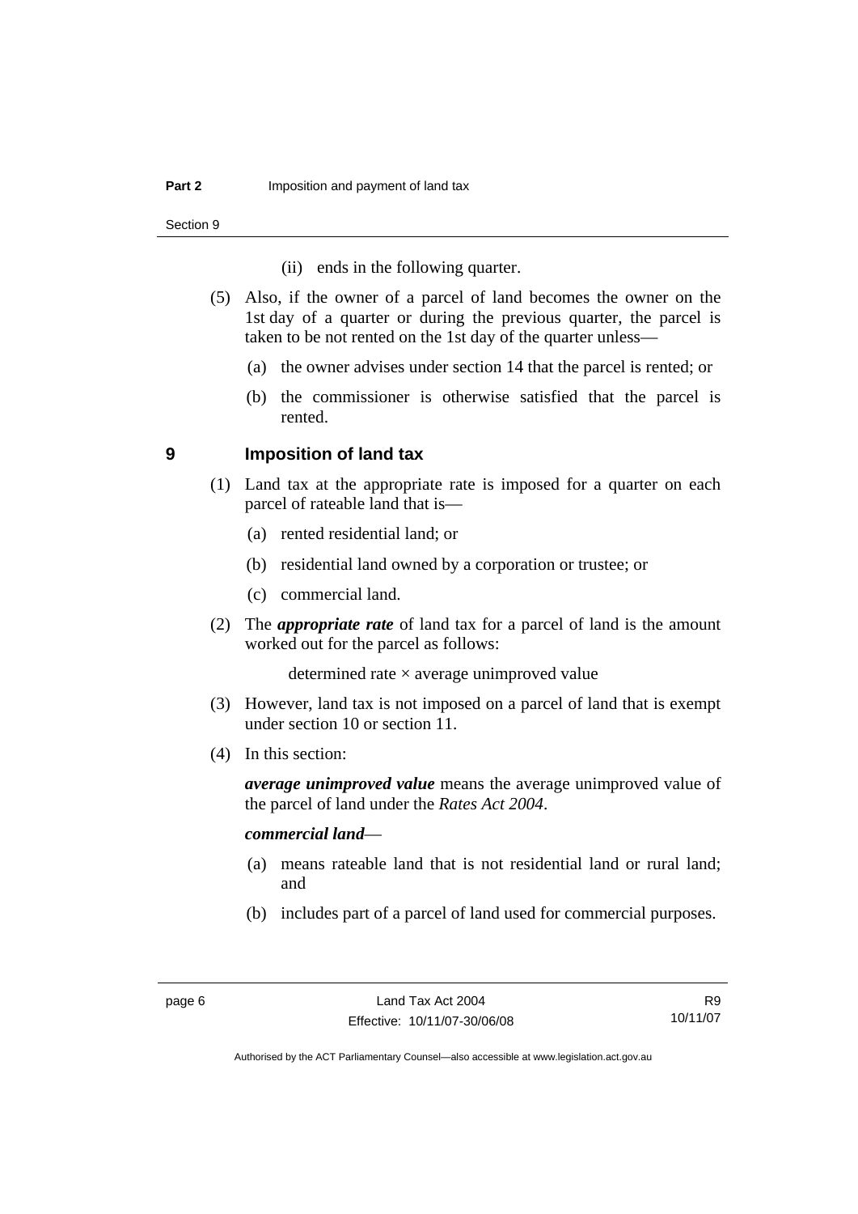(ii) ends in the following quarter.

(5) Also, if the owner of a parcel of land becomes the owner on the 1st day of a quarter or during the previous quarter, the parcel is taken to be not rented on the 1st day of the quarter unless—

(a) the owner advises under section 14 that the parcel is rented; or

(b) the commissioner is otherwise satisfied that the parcel is rented.

## 9 Imposition of land tax

(1) Land tax at the appropriate rate is imposed for a quarter on each parcel of rateable land that is—

(a) rented residential land; or

(b) residential land owned by a corporation or trustee; or

(c) commercial land.

(2) The ***appropriate rate*** of land tax for a parcel of land is the amount worked out for the parcel as follows:

$$\text{determined rate} \times \text{average unimproved value}$$

(3) However, land tax is not imposed on a parcel of land that is exempt under section 10 or section 11.

(4) In this section:

***average unimproved value*** means the average unimproved value of the parcel of land under the *Rates Act 2004*.

***commercial land***—

(a) means rateable land that is not residential land or rural land; and

(b) includes part of a parcel of land used for commercial purposes.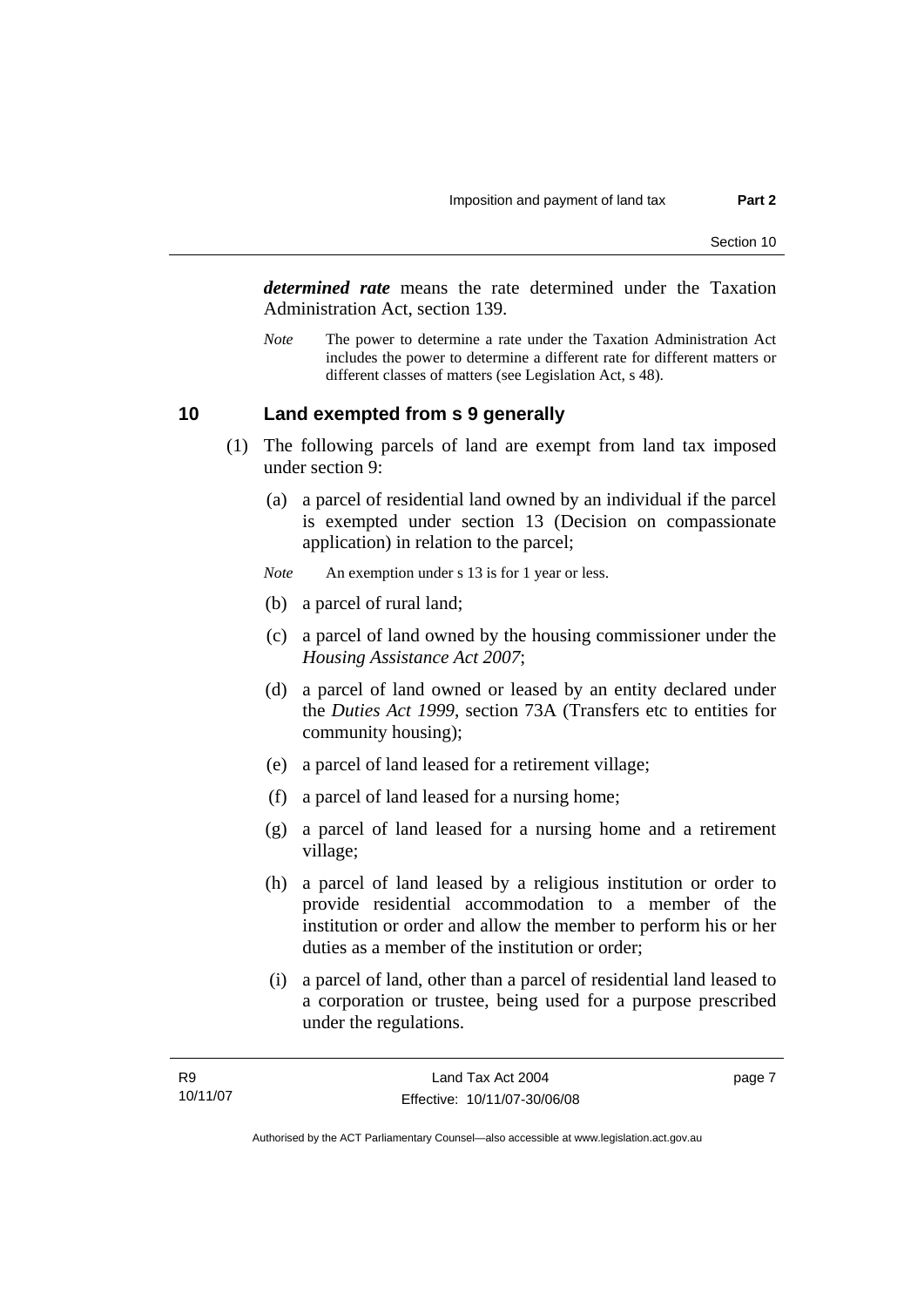***determined rate*** means the rate determined under the Taxation Administration Act, section 139.

*Note* The power to determine a rate under the Taxation Administration Act includes the power to determine a different rate for different matters or different classes of matters (see Legislation Act, s 48).

## 10 Land exempted from s 9 generally

(1) The following parcels of land are exempt from land tax imposed under section 9:

(a) a parcel of residential land owned by an individual if the parcel is exempted under section 13 (Decision on compassionate application) in relation to the parcel;

*Note* An exemption under s 13 is for 1 year or less.

(b) a parcel of rural land;

(c) a parcel of land owned by the housing commissioner under the *Housing Assistance Act 2007*;

(d) a parcel of land owned or leased by an entity declared under the *Duties Act 1999*, section 73A (Transfers etc to entities for community housing);

(e) a parcel of land leased for a retirement village;

(f) a parcel of land leased for a nursing home;

(g) a parcel of land leased for a nursing home and a retirement village;

(h) a parcel of land leased by a religious institution or order to provide residential accommodation to a member of the institution or order and allow the member to perform his or her duties as a member of the institution or order;

(i) a parcel of land, other than a parcel of residential land leased to a corporation or trustee, being used for a purpose prescribed under the regulations.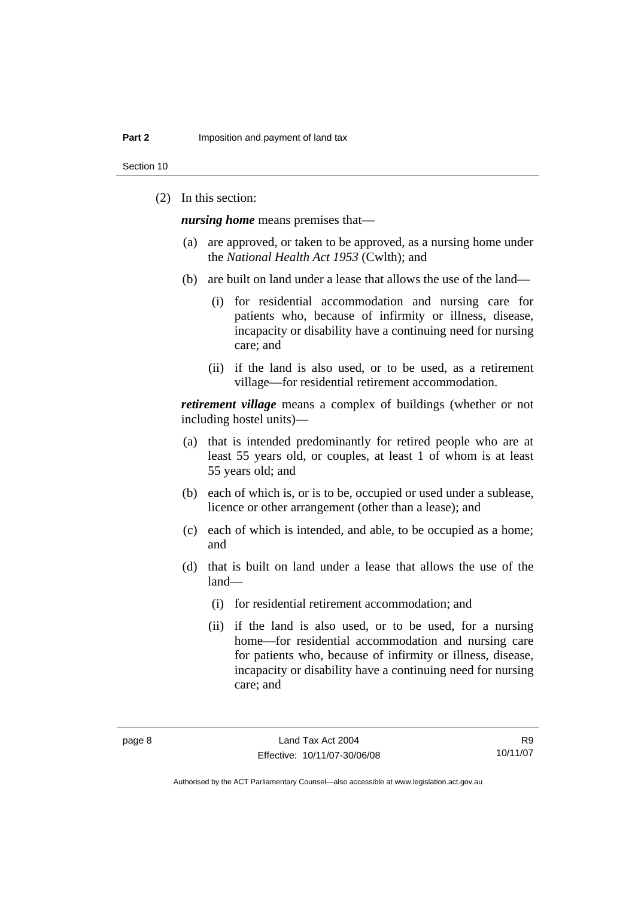(2) In this section:

***nursing home*** means premises that—

(a) are approved, or taken to be approved, as a nursing home under the *National Health Act 1953* (Cwlth); and

(b) are built on land under a lease that allows the use of the land—

  (i) for residential accommodation and nursing care for patients who, because of infirmity or illness, disease, incapacity or disability have a continuing need for nursing care; and

  (ii) if the land is also used, or to be used, as a retirement village—for residential retirement accommodation.

***retirement village*** means a complex of buildings (whether or not including hostel units)—

(a) that is intended predominantly for retired people who are at least 55 years old, or couples, at least 1 of whom is at least 55 years old; and

(b) each of which is, or is to be, occupied or used under a sublease, licence or other arrangement (other than a lease); and

(c) each of which is intended, and able, to be occupied as a home; and

(d) that is built on land under a lease that allows the use of the land—

  (i) for residential retirement accommodation; and

  (ii) if the land is also used, or to be used, for a nursing home—for residential accommodation and nursing care for patients who, because of infirmity or illness, disease, incapacity or disability have a continuing need for nursing care; and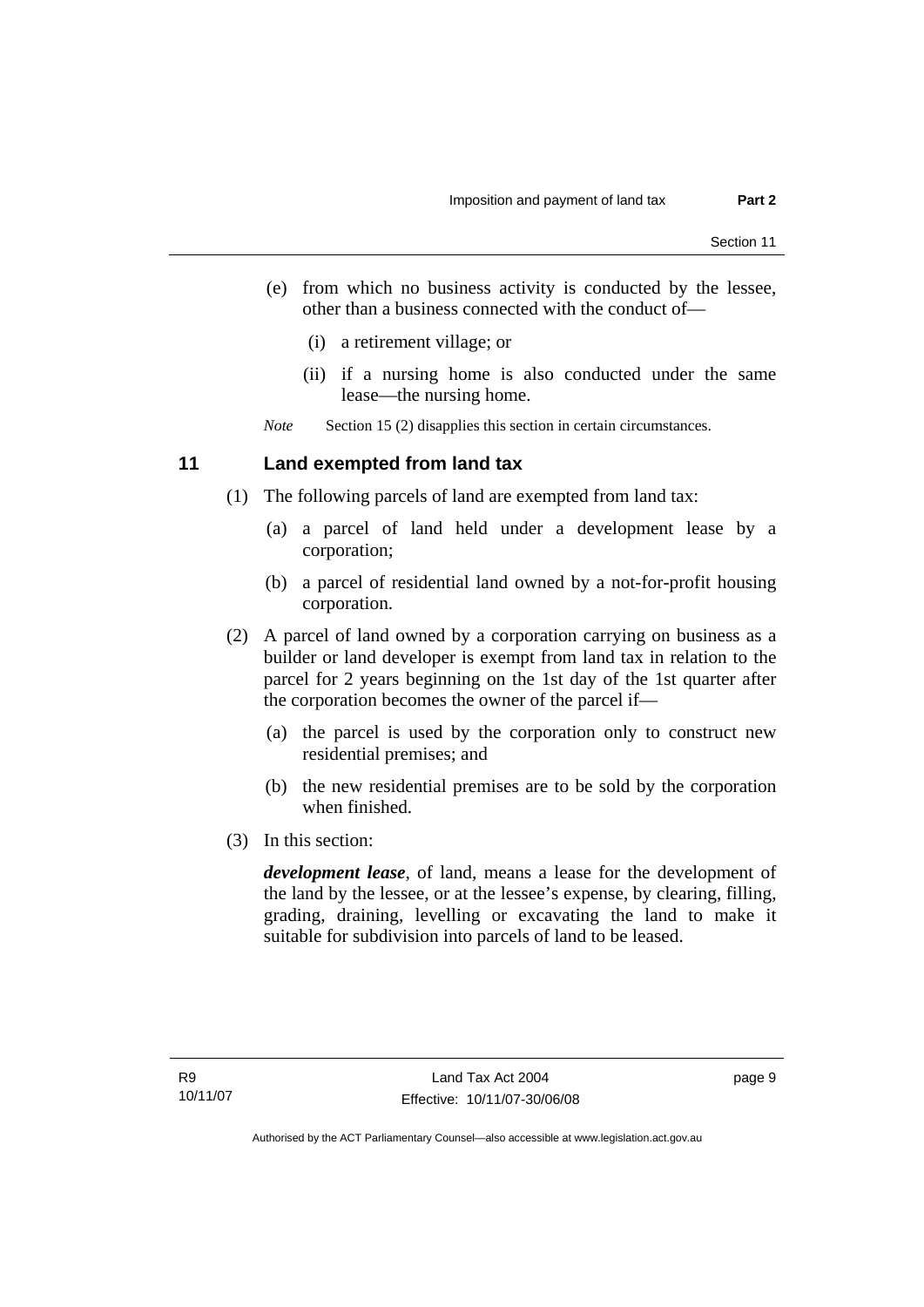(e) from which no business activity is conducted by the lessee, other than a business connected with the conduct of—

   (i) a retirement village; or

   (ii) if a nursing home is also conducted under the same lease—the nursing home.

*Note* Section 15 (2) disapplies this section in certain circumstances.

## 11 Land exempted from land tax

(1) The following parcels of land are exempted from land tax:

   (a) a parcel of land held under a development lease by a corporation;

   (b) a parcel of residential land owned by a not-for-profit housing corporation.

(2) A parcel of land owned by a corporation carrying on business as a builder or land developer is exempt from land tax in relation to the parcel for 2 years beginning on the 1st day of the 1st quarter after the corporation becomes the owner of the parcel if—

   (a) the parcel is used by the corporation only to construct new residential premises; and

   (b) the new residential premises are to be sold by the corporation when finished.

(3) In this section:

***development lease***, of land, means a lease for the development of the land by the lessee, or at the lessee's expense, by clearing, filling, grading, draining, levelling or excavating the land to make it suitable for subdivision into parcels of land to be leased.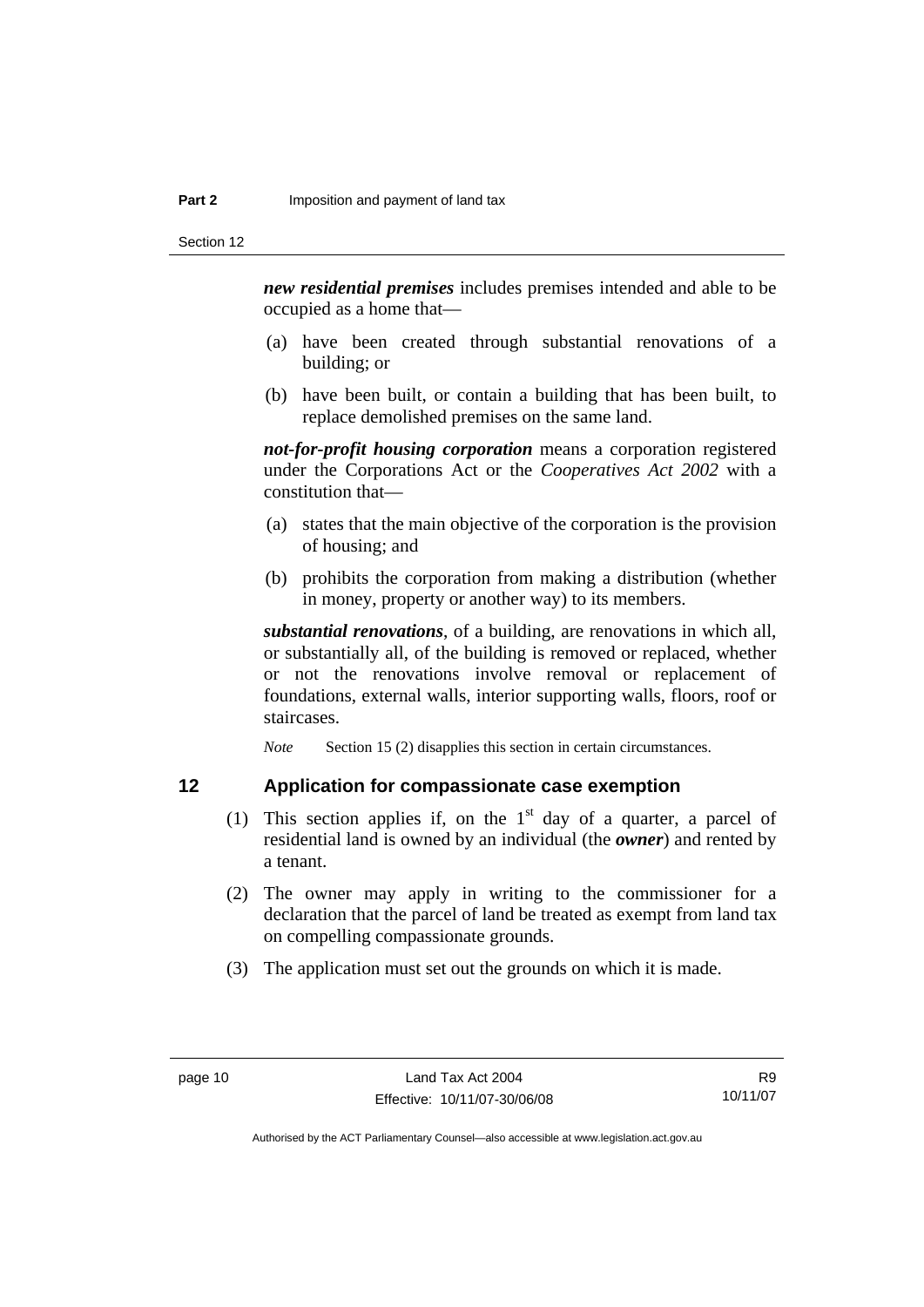***new residential premises*** includes premises intended and able to be occupied as a home that—

(a) have been created through substantial renovations of a building; or

(b) have been built, or contain a building that has been built, to replace demolished premises on the same land.

***not-for-profit housing corporation*** means a corporation registered under the Corporations Act or the *Cooperatives Act 2002* with a constitution that—

(a) states that the main objective of the corporation is the provision of housing; and

(b) prohibits the corporation from making a distribution (whether in money, property or another way) to its members.

***substantial renovations***, of a building, are renovations in which all, or substantially all, of the building is removed or replaced, whether or not the renovations involve removal or replacement of foundations, external walls, interior supporting walls, floors, roof or staircases.

*Note* Section 15 (2) disapplies this section in certain circumstances.

## 12 Application for compassionate case exemption

(1) This section applies if, on the 1st day of a quarter, a parcel of residential land is owned by an individual (the ***owner***) and rented by a tenant.

(2) The owner may apply in writing to the commissioner for a declaration that the parcel of land be treated as exempt from land tax on compelling compassionate grounds.

(3) The application must set out the grounds on which it is made.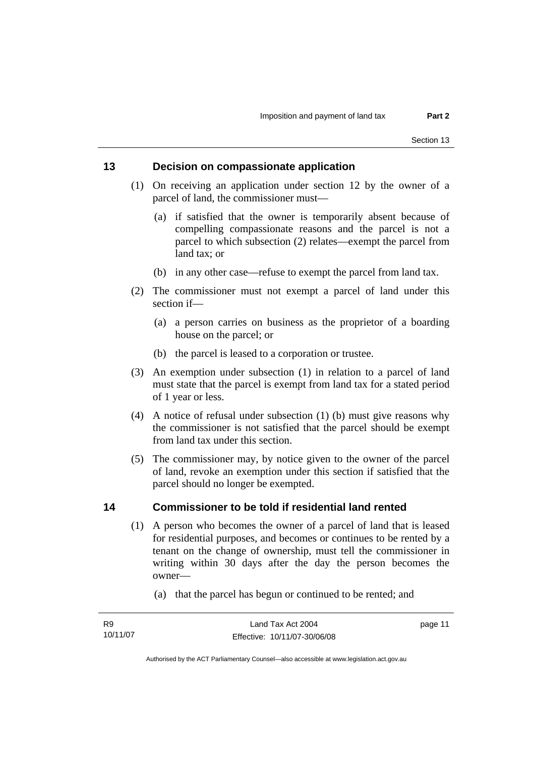## 13 Decision on compassionate application

(1) On receiving an application under section 12 by the owner of a parcel of land, the commissioner must—

(a) if satisfied that the owner is temporarily absent because of compelling compassionate reasons and the parcel is not a parcel to which subsection (2) relates—exempt the parcel from land tax; or

(b) in any other case—refuse to exempt the parcel from land tax.

(2) The commissioner must not exempt a parcel of land under this section if—

(a) a person carries on business as the proprietor of a boarding house on the parcel; or

(b) the parcel is leased to a corporation or trustee.

(3) An exemption under subsection (1) in relation to a parcel of land must state that the parcel is exempt from land tax for a stated period of 1 year or less.

(4) A notice of refusal under subsection (1) (b) must give reasons why the commissioner is not satisfied that the parcel should be exempt from land tax under this section.

(5) The commissioner may, by notice given to the owner of the parcel of land, revoke an exemption under this section if satisfied that the parcel should no longer be exempted.

## 14 Commissioner to be told if residential land rented

(1) A person who becomes the owner of a parcel of land that is leased for residential purposes, and becomes or continues to be rented by a tenant on the change of ownership, must tell the commissioner in writing within 30 days after the day the person becomes the owner—

(a) that the parcel has begun or continued to be rented; and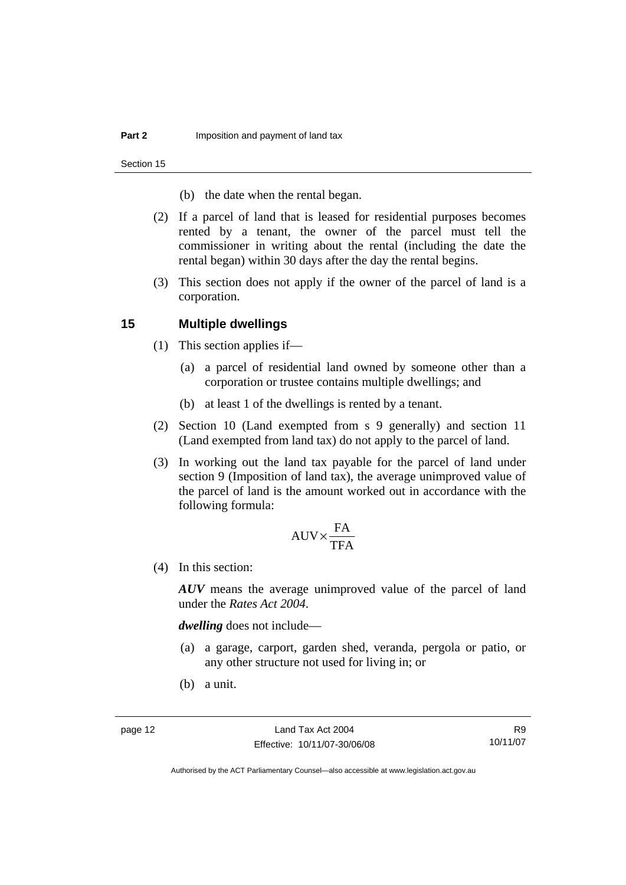(b) the date when the rental began.

(2) If a parcel of land that is leased for residential purposes becomes rented by a tenant, the owner of the parcel must tell the commissioner in writing about the rental (including the date the rental began) within 30 days after the day the rental begins.

(3) This section does not apply if the owner of the parcel of land is a corporation.

## 15 Multiple dwellings

(1) This section applies if—

(a) a parcel of residential land owned by someone other than a corporation or trustee contains multiple dwellings; and

(b) at least 1 of the dwellings is rented by a tenant.

(2) Section 10 (Land exempted from s 9 generally) and section 11 (Land exempted from land tax) do not apply to the parcel of land.

(3) In working out the land tax payable for the parcel of land under section 9 (Imposition of land tax), the average unimproved value of the parcel of land is the amount worked out in accordance with the following formula:

$$\text{AUV} \times \frac{\text{FA}}{\text{TFA}}$$

(4) In this section:

***AUV*** means the average unimproved value of the parcel of land under the *Rates Act 2004*.

***dwelling*** does not include—

(a) a garage, carport, garden shed, veranda, pergola or patio, or any other structure not used for living in; or

(b) a unit.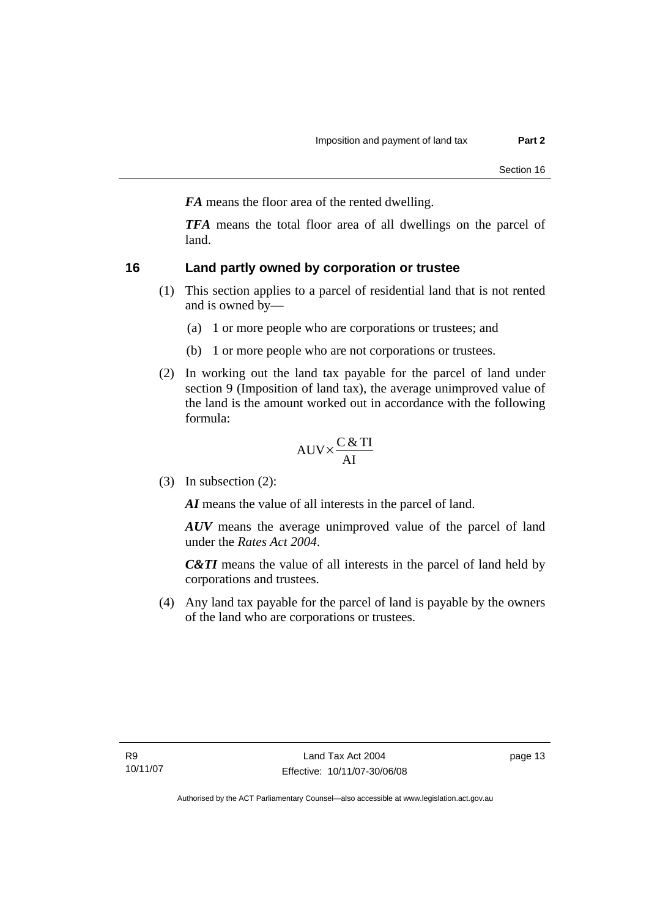***FA*** means the floor area of the rented dwelling.

***TFA*** means the total floor area of all dwellings on the parcel of land.

## 16 Land partly owned by corporation or trustee

(1) This section applies to a parcel of residential land that is not rented and is owned by—

   (a) 1 or more people who are corporations or trustees; and

   (b) 1 or more people who are not corporations or trustees.

(2) In working out the land tax payable for the parcel of land under section 9 (Imposition of land tax), the average unimproved value of the land is the amount worked out in accordance with the following formula:

$$\text{AUV} \times \frac{\text{C \& TI}}{\text{AI}}$$

(3) In subsection (2):

***AI*** means the value of all interests in the parcel of land.

***AUV*** means the average unimproved value of the parcel of land under the *Rates Act 2004*.

***C&TI*** means the value of all interests in the parcel of land held by corporations and trustees.

(4) Any land tax payable for the parcel of land is payable by the owners of the land who are corporations or trustees.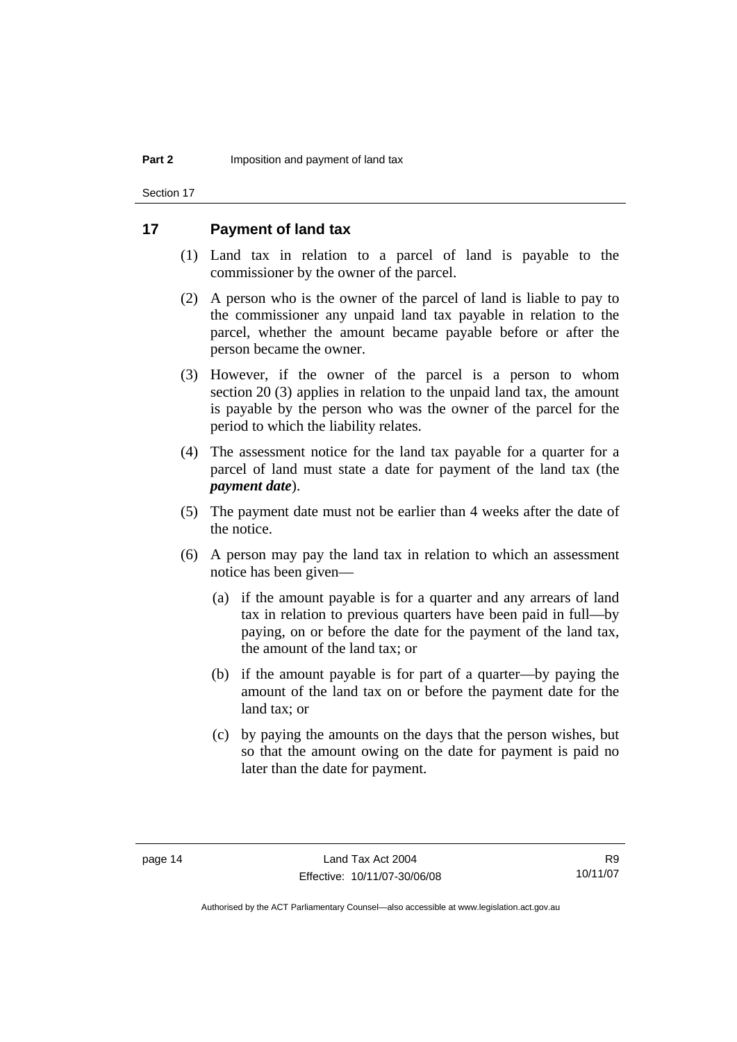## 17 Payment of land tax

(1) Land tax in relation to a parcel of land is payable to the commissioner by the owner of the parcel.

(2) A person who is the owner of the parcel of land is liable to pay to the commissioner any unpaid land tax payable in relation to the parcel, whether the amount became payable before or after the person became the owner.

(3) However, if the owner of the parcel is a person to whom section 20 (3) applies in relation to the unpaid land tax, the amount is payable by the person who was the owner of the parcel for the period to which the liability relates.

(4) The assessment notice for the land tax payable for a quarter for a parcel of land must state a date for payment of the land tax (the ***payment date***).

(5) The payment date must not be earlier than 4 weeks after the date of the notice.

(6) A person may pay the land tax in relation to which an assessment notice has been given—

(a) if the amount payable is for a quarter and any arrears of land tax in relation to previous quarters have been paid in full—by paying, on or before the date for the payment of the land tax, the amount of the land tax; or

(b) if the amount payable is for part of a quarter—by paying the amount of the land tax on or before the payment date for the land tax; or

(c) by paying the amounts on the days that the person wishes, but so that the amount owing on the date for payment is paid no later than the date for payment.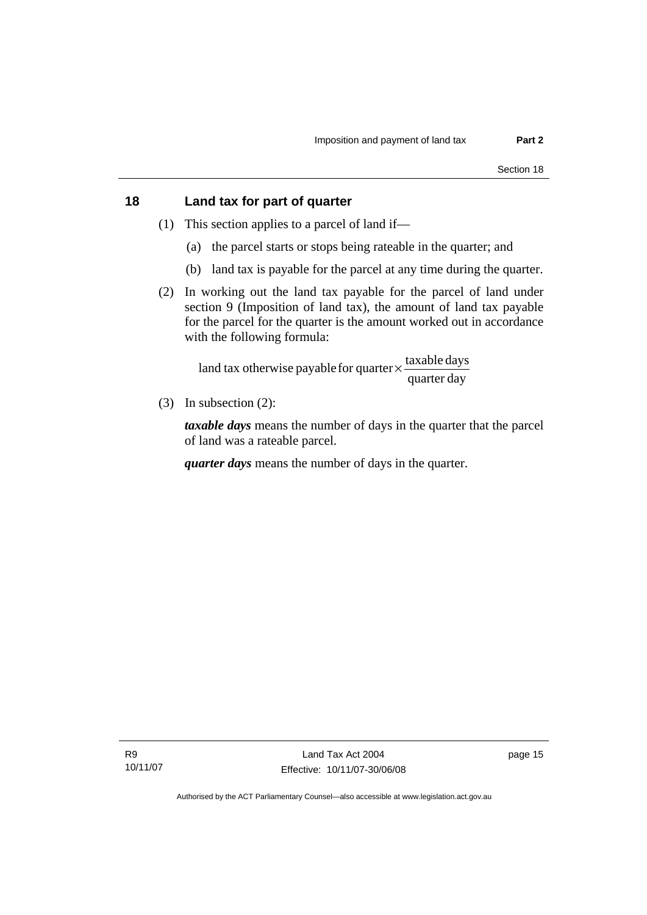## 18 Land tax for part of quarter

(1) This section applies to a parcel of land if—

(a) the parcel starts or stops being rateable in the quarter; and

(b) land tax is payable for the parcel at any time during the quarter.

(2) In working out the land tax payable for the parcel of land under section 9 (Imposition of land tax), the amount of land tax payable for the parcel for the quarter is the amount worked out in accordance with the following formula:

$$\text{land tax otherwise payable for quarter} \times \frac{\text{taxable days}}{\text{quarter day}}$$

(3) In subsection (2):

***taxable days*** means the number of days in the quarter that the parcel of land was a rateable parcel.

***quarter days*** means the number of days in the quarter.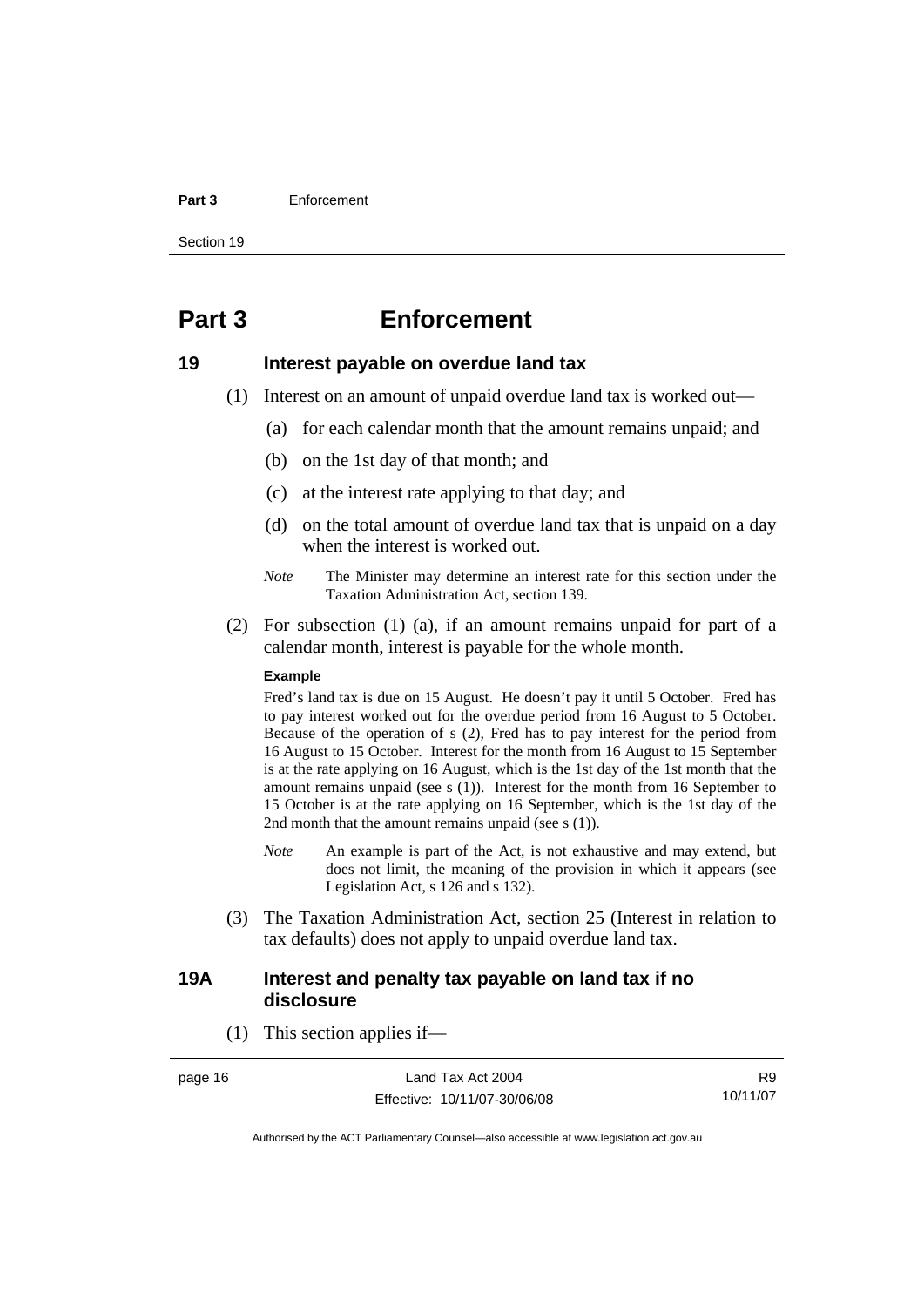# Part 3 Enforcement

## 19 Interest payable on overdue land tax

(1) Interest on an amount of unpaid overdue land tax is worked out—

(a) for each calendar month that the amount remains unpaid; and

(b) on the 1st day of that month; and

(c) at the interest rate applying to that day; and

(d) on the total amount of overdue land tax that is unpaid on a day when the interest is worked out.

*Note* The Minister may determine an interest rate for this section under the Taxation Administration Act, section 139.

(2) For subsection (1) (a), if an amount remains unpaid for part of a calendar month, interest is payable for the whole month.

**Example**

Fred's land tax is due on 15 August. He doesn't pay it until 5 October. Fred has to pay interest worked out for the overdue period from 16 August to 5 October. Because of the operation of s (2), Fred has to pay interest for the period from 16 August to 15 October. Interest for the month from 16 August to 15 September is at the rate applying on 16 August, which is the 1st day of the 1st month that the amount remains unpaid (see s (1)). Interest for the month from 16 September to 15 October is at the rate applying on 16 September, which is the 1st day of the 2nd month that the amount remains unpaid (see s (1)).

*Note* An example is part of the Act, is not exhaustive and may extend, but does not limit, the meaning of the provision in which it appears (see Legislation Act, s 126 and s 132).

(3) The Taxation Administration Act, section 25 (Interest in relation to tax defaults) does not apply to unpaid overdue land tax.

## 19A Interest and penalty tax payable on land tax if no disclosure

(1) This section applies if—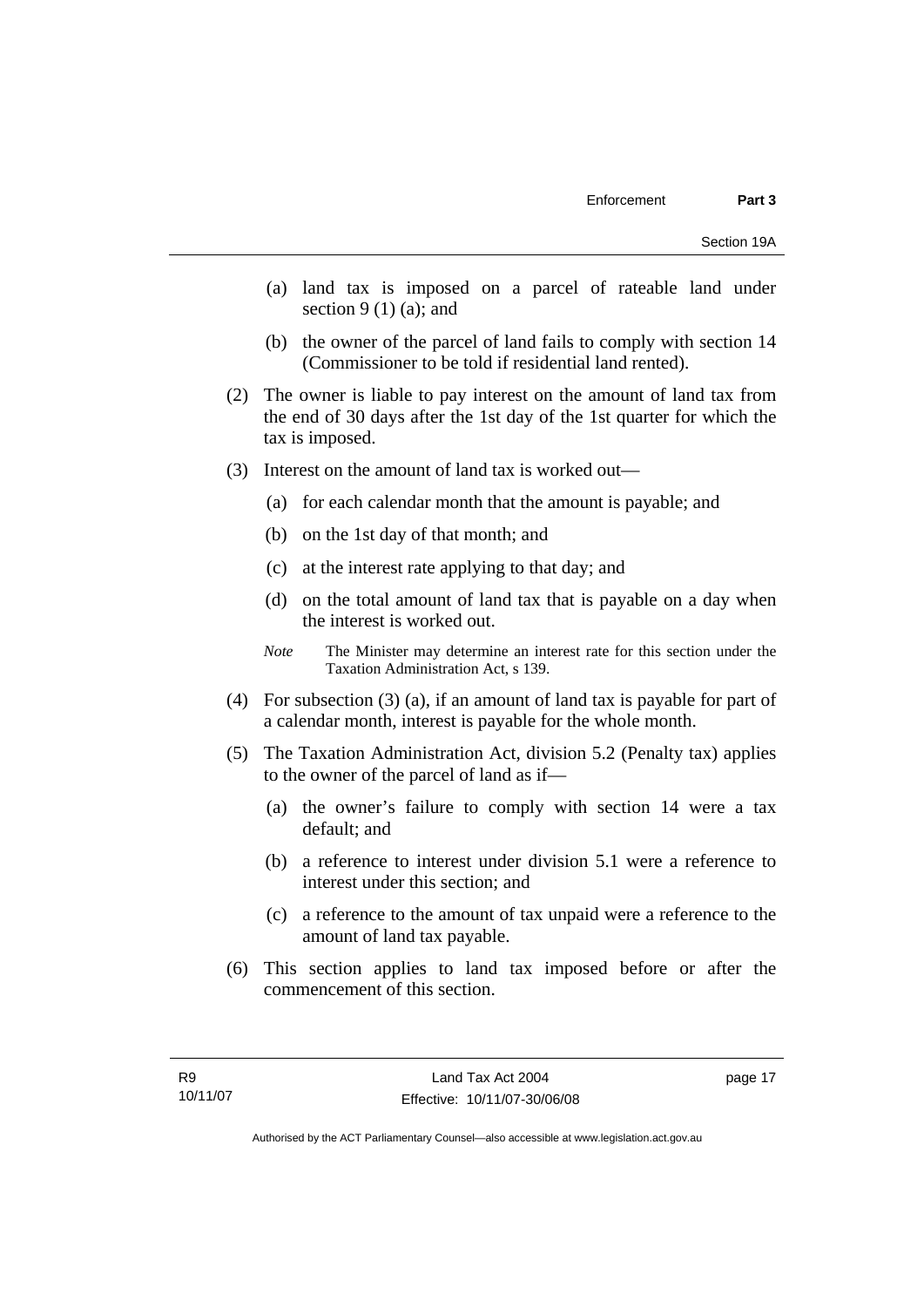(a) land tax is imposed on a parcel of rateable land under section 9 (1) (a); and

(b) the owner of the parcel of land fails to comply with section 14 (Commissioner to be told if residential land rented).

(2) The owner is liable to pay interest on the amount of land tax from the end of 30 days after the 1st day of the 1st quarter for which the tax is imposed.

(3) Interest on the amount of land tax is worked out—

(a) for each calendar month that the amount is payable; and

(b) on the 1st day of that month; and

(c) at the interest rate applying to that day; and

(d) on the total amount of land tax that is payable on a day when the interest is worked out.

*Note* The Minister may determine an interest rate for this section under the Taxation Administration Act, s 139.

(4) For subsection (3) (a), if an amount of land tax is payable for part of a calendar month, interest is payable for the whole month.

(5) The Taxation Administration Act, division 5.2 (Penalty tax) applies to the owner of the parcel of land as if—

(a) the owner's failure to comply with section 14 were a tax default; and

(b) a reference to interest under division 5.1 were a reference to interest under this section; and

(c) a reference to the amount of tax unpaid were a reference to the amount of land tax payable.

(6) This section applies to land tax imposed before or after the commencement of this section.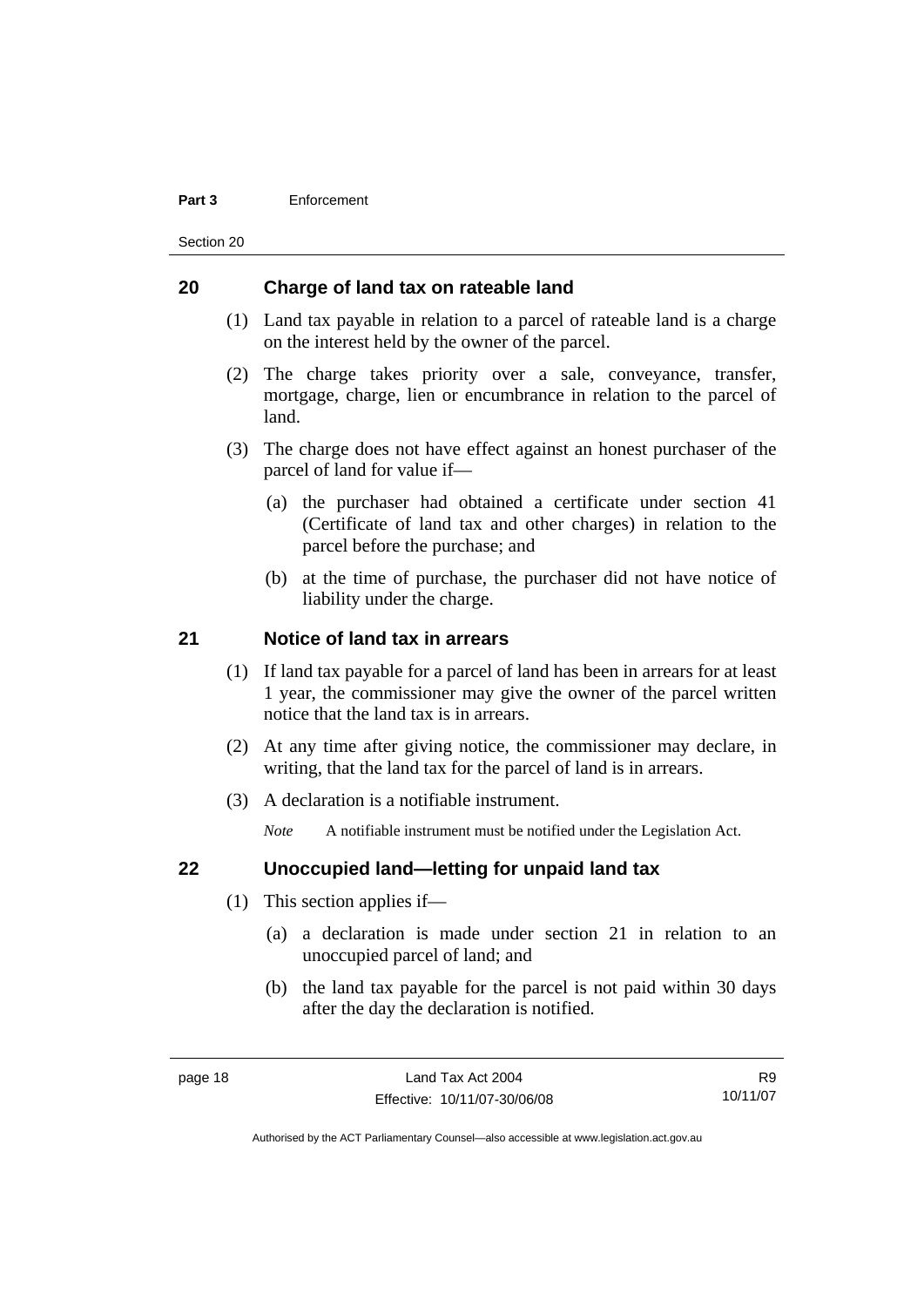## 20 Charge of land tax on rateable land

(1) Land tax payable in relation to a parcel of rateable land is a charge on the interest held by the owner of the parcel.

(2) The charge takes priority over a sale, conveyance, transfer, mortgage, charge, lien or encumbrance in relation to the parcel of land.

(3) The charge does not have effect against an honest purchaser of the parcel of land for value if—

(a) the purchaser had obtained a certificate under section 41 (Certificate of land tax and other charges) in relation to the parcel before the purchase; and

(b) at the time of purchase, the purchaser did not have notice of liability under the charge.

## 21 Notice of land tax in arrears

(1) If land tax payable for a parcel of land has been in arrears for at least 1 year, the commissioner may give the owner of the parcel written notice that the land tax is in arrears.

(2) At any time after giving notice, the commissioner may declare, in writing, that the land tax for the parcel of land is in arrears.

(3) A declaration is a notifiable instrument.

*Note* A notifiable instrument must be notified under the Legislation Act.

## 22 Unoccupied land—letting for unpaid land tax

(1) This section applies if—

(a) a declaration is made under section 21 in relation to an unoccupied parcel of land; and

(b) the land tax payable for the parcel is not paid within 30 days after the day the declaration is notified.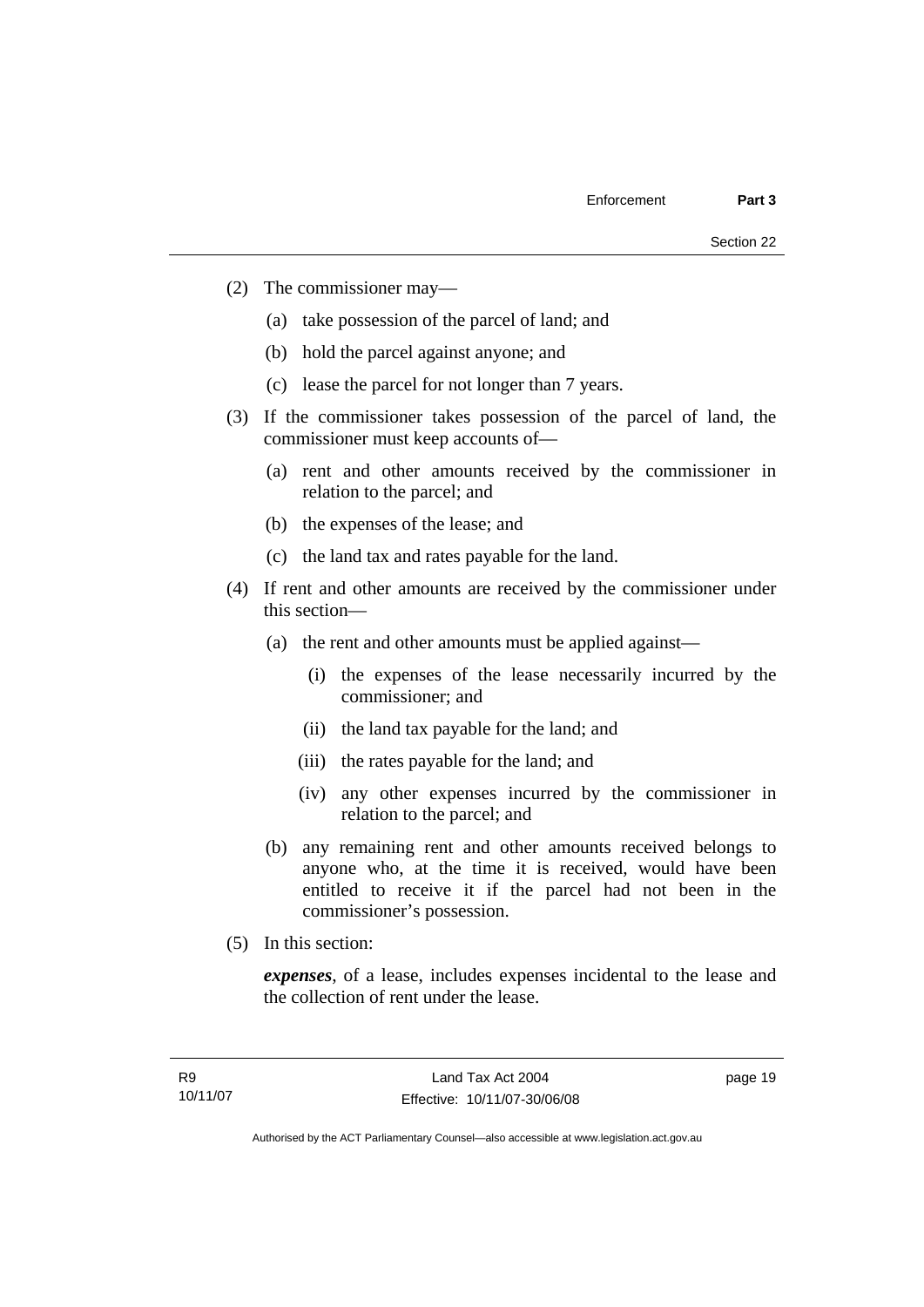(2) The commissioner may—

  (a) take possession of the parcel of land; and

  (b) hold the parcel against anyone; and

  (c) lease the parcel for not longer than 7 years.

(3) If the commissioner takes possession of the parcel of land, the commissioner must keep accounts of—

  (a) rent and other amounts received by the commissioner in relation to the parcel; and

  (b) the expenses of the lease; and

  (c) the land tax and rates payable for the land.

(4) If rent and other amounts are received by the commissioner under this section—

  (a) the rent and other amounts must be applied against—

    (i) the expenses of the lease necessarily incurred by the commissioner; and

    (ii) the land tax payable for the land; and

    (iii) the rates payable for the land; and

    (iv) any other expenses incurred by the commissioner in relation to the parcel; and

  (b) any remaining rent and other amounts received belongs to anyone who, at the time it is received, would have been entitled to receive it if the parcel had not been in the commissioner's possession.

(5) In this section:

***expenses***, of a lease, includes expenses incidental to the lease and the collection of rent under the lease.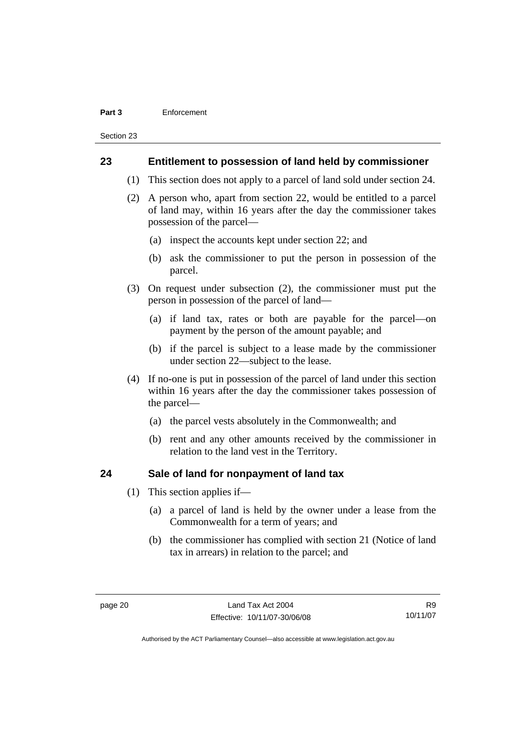## 23 Entitlement to possession of land held by commissioner

(1) This section does not apply to a parcel of land sold under section 24.

(2) A person who, apart from section 22, would be entitled to a parcel of land may, within 16 years after the day the commissioner takes possession of the parcel—

(a) inspect the accounts kept under section 22; and

(b) ask the commissioner to put the person in possession of the parcel.

(3) On request under subsection (2), the commissioner must put the person in possession of the parcel of land—

(a) if land tax, rates or both are payable for the parcel—on payment by the person of the amount payable; and

(b) if the parcel is subject to a lease made by the commissioner under section 22—subject to the lease.

(4) If no-one is put in possession of the parcel of land under this section within 16 years after the day the commissioner takes possession of the parcel—

(a) the parcel vests absolutely in the Commonwealth; and

(b) rent and any other amounts received by the commissioner in relation to the land vest in the Territory.

## 24 Sale of land for nonpayment of land tax

(1) This section applies if—

(a) a parcel of land is held by the owner under a lease from the Commonwealth for a term of years; and

(b) the commissioner has complied with section 21 (Notice of land tax in arrears) in relation to the parcel; and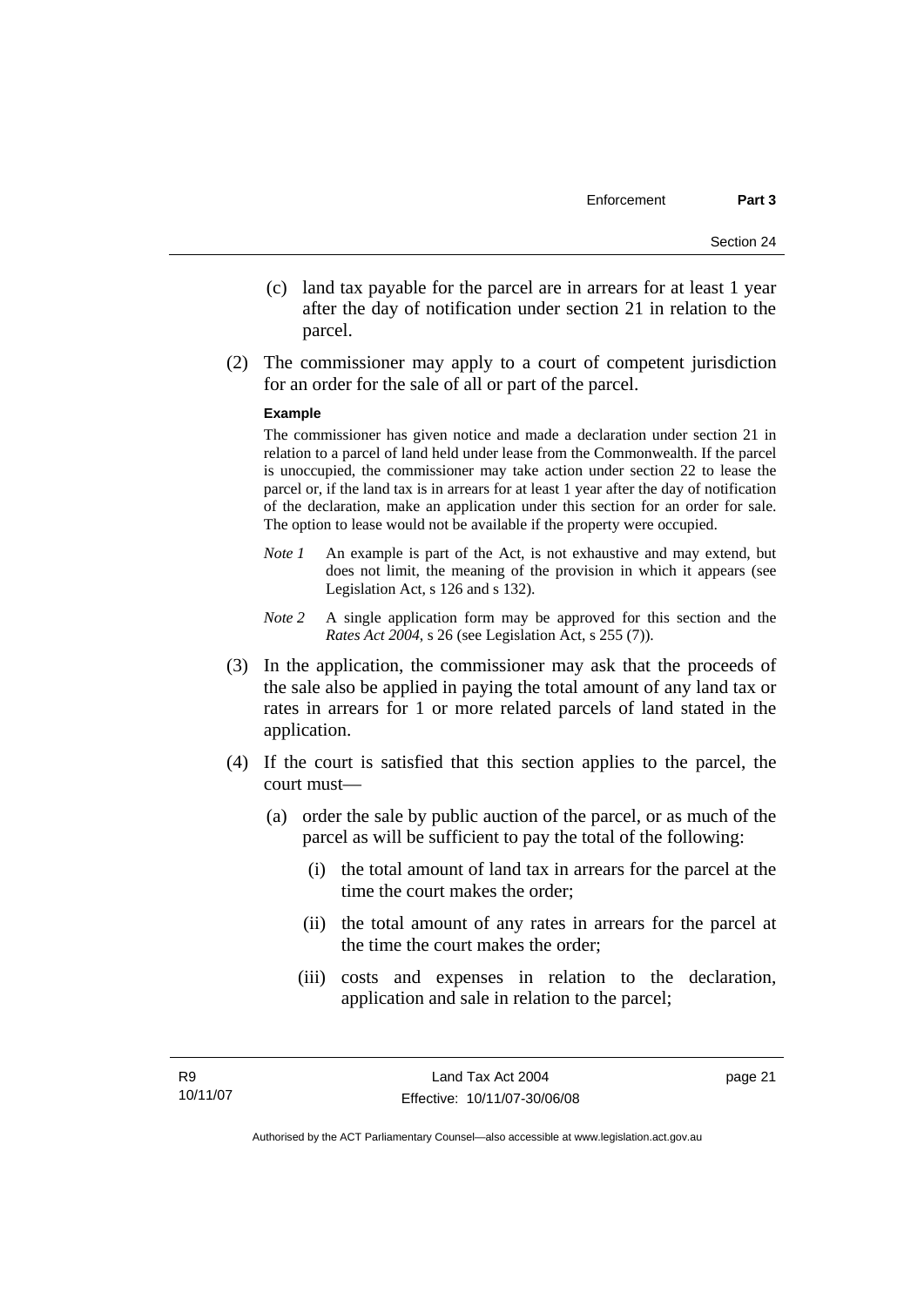(c) land tax payable for the parcel are in arrears for at least 1 year after the day of notification under section 21 in relation to the parcel.

(2) The commissioner may apply to a court of competent jurisdiction for an order for the sale of all or part of the parcel.

**Example**

The commissioner has given notice and made a declaration under section 21 in relation to a parcel of land held under lease from the Commonwealth. If the parcel is unoccupied, the commissioner may take action under section 22 to lease the parcel or, if the land tax is in arrears for at least 1 year after the day of notification of the declaration, make an application under this section for an order for sale. The option to lease would not be available if the property were occupied.

*Note 1* An example is part of the Act, is not exhaustive and may extend, but does not limit, the meaning of the provision in which it appears (see Legislation Act, s 126 and s 132).

*Note 2* A single application form may be approved for this section and the *Rates Act 2004*, s 26 (see Legislation Act, s 255 (7)).

(3) In the application, the commissioner may ask that the proceeds of the sale also be applied in paying the total amount of any land tax or rates in arrears for 1 or more related parcels of land stated in the application.

(4) If the court is satisfied that this section applies to the parcel, the court must—

(a) order the sale by public auction of the parcel, or as much of the parcel as will be sufficient to pay the total of the following:

(i) the total amount of land tax in arrears for the parcel at the time the court makes the order;

(ii) the total amount of any rates in arrears for the parcel at the time the court makes the order;

(iii) costs and expenses in relation to the declaration, application and sale in relation to the parcel;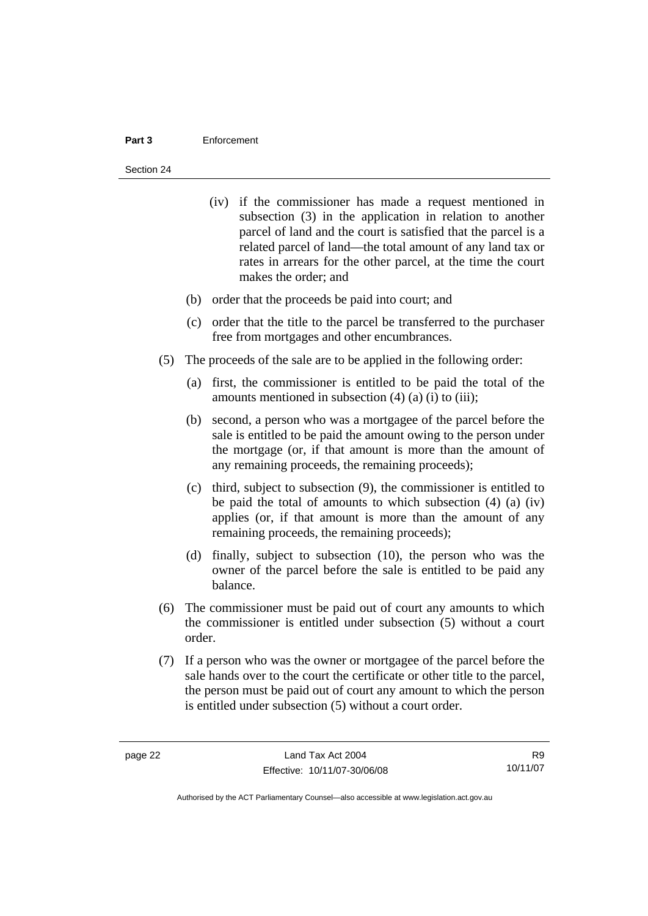(iv) if the commissioner has made a request mentioned in subsection (3) in the application in relation to another parcel of land and the court is satisfied that the parcel is a related parcel of land—the total amount of any land tax or rates in arrears for the other parcel, at the time the court makes the order; and

(b) order that the proceeds be paid into court; and

(c) order that the title to the parcel be transferred to the purchaser free from mortgages and other encumbrances.

(5) The proceeds of the sale are to be applied in the following order:

(a) first, the commissioner is entitled to be paid the total of the amounts mentioned in subsection (4) (a) (i) to (iii);

(b) second, a person who was a mortgagee of the parcel before the sale is entitled to be paid the amount owing to the person under the mortgage (or, if that amount is more than the amount of any remaining proceeds, the remaining proceeds);

(c) third, subject to subsection (9), the commissioner is entitled to be paid the total of amounts to which subsection (4) (a) (iv) applies (or, if that amount is more than the amount of any remaining proceeds, the remaining proceeds);

(d) finally, subject to subsection (10), the person who was the owner of the parcel before the sale is entitled to be paid any balance.

(6) The commissioner must be paid out of court any amounts to which the commissioner is entitled under subsection (5) without a court order.

(7) If a person who was the owner or mortgagee of the parcel before the sale hands over to the court the certificate or other title to the parcel, the person must be paid out of court any amount to which the person is entitled under subsection (5) without a court order.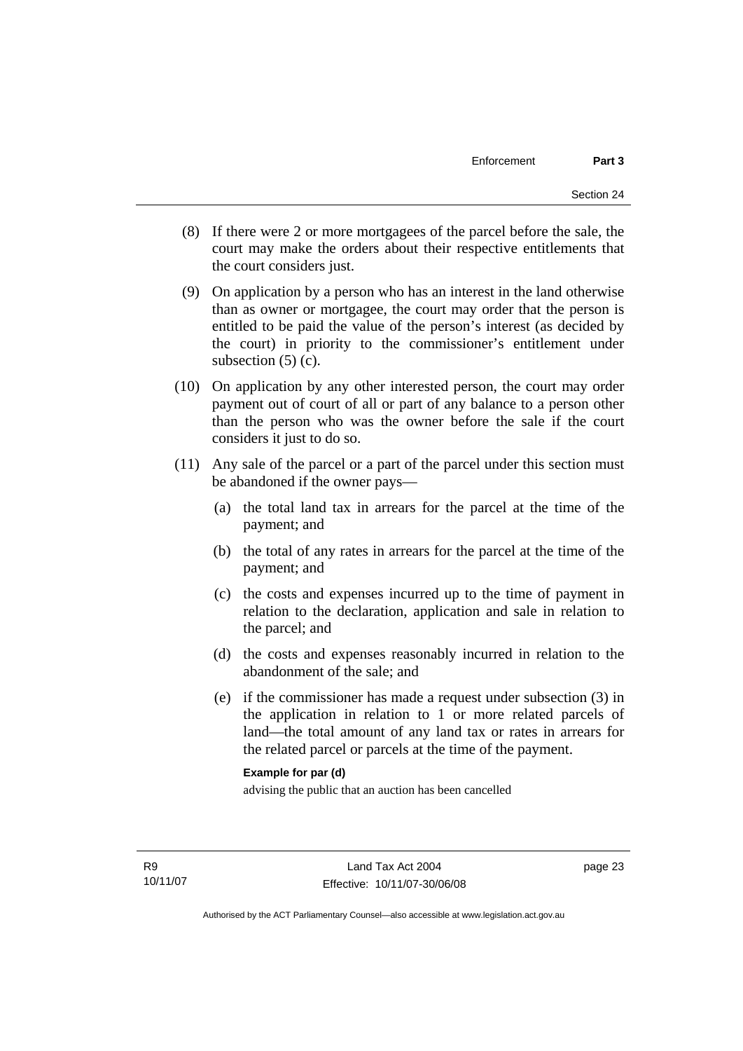(8) If there were 2 or more mortgagees of the parcel before the sale, the court may make the orders about their respective entitlements that the court considers just.

(9) On application by a person who has an interest in the land otherwise than as owner or mortgagee, the court may order that the person is entitled to be paid the value of the person's interest (as decided by the court) in priority to the commissioner's entitlement under subsection (5) (c).

(10) On application by any other interested person, the court may order payment out of court of all or part of any balance to a person other than the person who was the owner before the sale if the court considers it just to do so.

(11) Any sale of the parcel or a part of the parcel under this section must be abandoned if the owner pays—

(a) the total land tax in arrears for the parcel at the time of the payment; and

(b) the total of any rates in arrears for the parcel at the time of the payment; and

(c) the costs and expenses incurred up to the time of payment in relation to the declaration, application and sale in relation to the parcel; and

(d) the costs and expenses reasonably incurred in relation to the abandonment of the sale; and

(e) if the commissioner has made a request under subsection (3) in the application in relation to 1 or more related parcels of land—the total amount of any land tax or rates in arrears for the related parcel or parcels at the time of the payment.

**Example for par (d)**

advising the public that an auction has been cancelled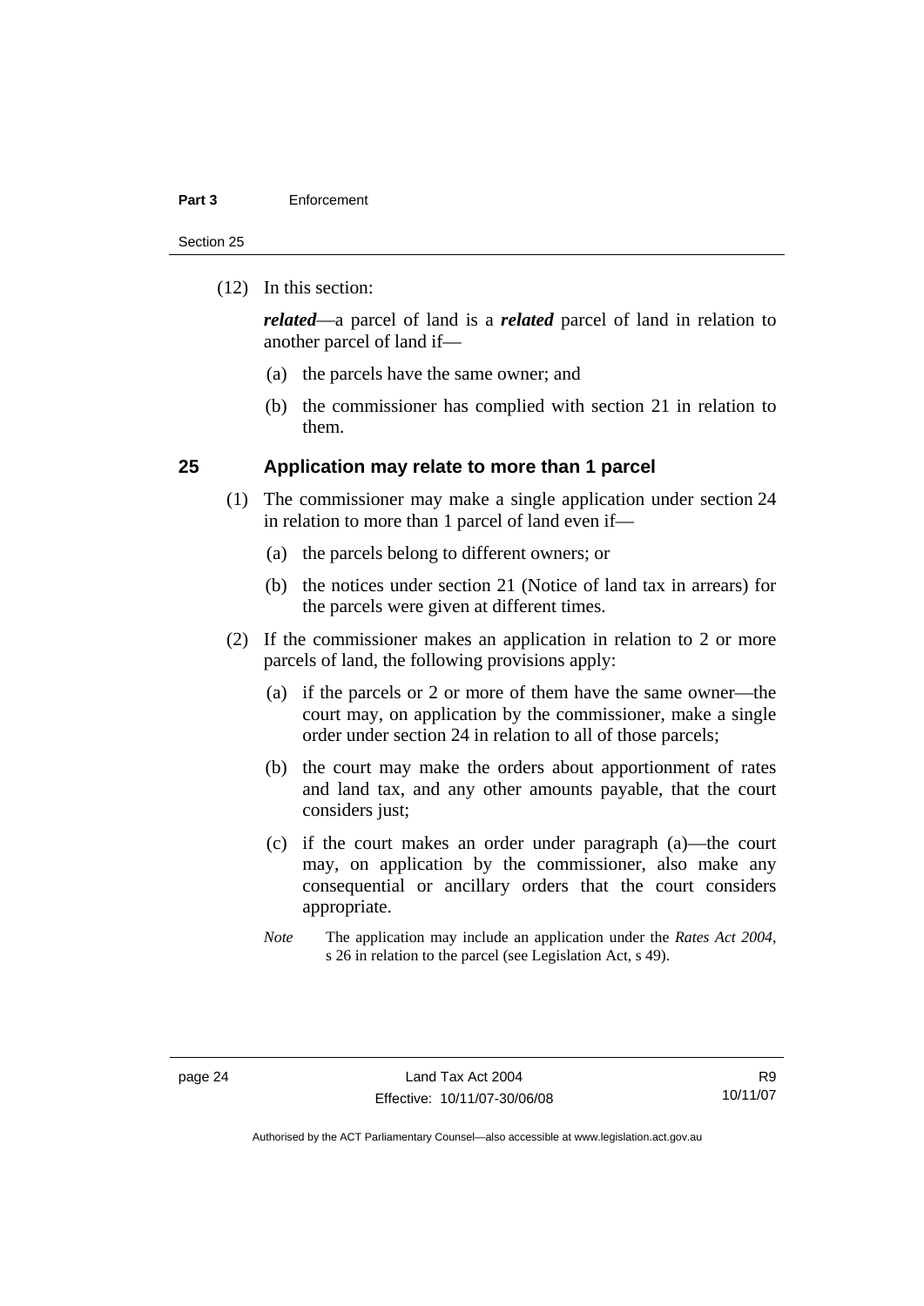(12) In this section:

***related***—a parcel of land is a ***related*** parcel of land in relation to another parcel of land if—

(a) the parcels have the same owner; and

(b) the commissioner has complied with section 21 in relation to them.

## 25 Application may relate to more than 1 parcel

(1) The commissioner may make a single application under section 24 in relation to more than 1 parcel of land even if—

(a) the parcels belong to different owners; or

(b) the notices under section 21 (Notice of land tax in arrears) for the parcels were given at different times.

(2) If the commissioner makes an application in relation to 2 or more parcels of land, the following provisions apply:

(a) if the parcels or 2 or more of them have the same owner—the court may, on application by the commissioner, make a single order under section 24 in relation to all of those parcels;

(b) the court may make the orders about apportionment of rates and land tax, and any other amounts payable, that the court considers just;

(c) if the court makes an order under paragraph (a)—the court may, on application by the commissioner, also make any consequential or ancillary orders that the court considers appropriate.

*Note* The application may include an application under the *Rates Act 2004*, s 26 in relation to the parcel (see Legislation Act, s 49).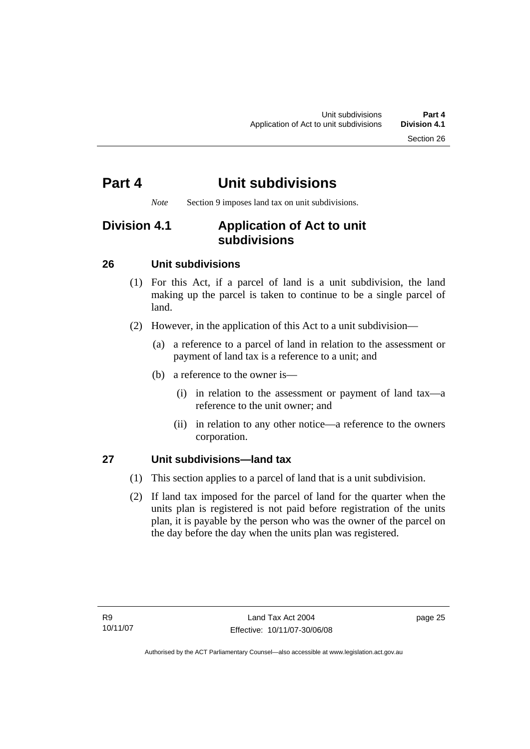# Part 4 Unit subdivisions

*Note* Section 9 imposes land tax on unit subdivisions.

## Division 4.1 Application of Act to unit subdivisions

### 26 Unit subdivisions

(1) For this Act, if a parcel of land is a unit subdivision, the land making up the parcel is taken to continue to be a single parcel of land.

(2) However, in the application of this Act to a unit subdivision—

(a) a reference to a parcel of land in relation to the assessment or payment of land tax is a reference to a unit; and

(b) a reference to the owner is—

(i) in relation to the assessment or payment of land tax—a reference to the unit owner; and

(ii) in relation to any other notice—a reference to the owners corporation.

### 27 Unit subdivisions—land tax

(1) This section applies to a parcel of land that is a unit subdivision.

(2) If land tax imposed for the parcel of land for the quarter when the units plan is registered is not paid before registration of the units plan, it is payable by the person who was the owner of the parcel on the day before the day when the units plan was registered.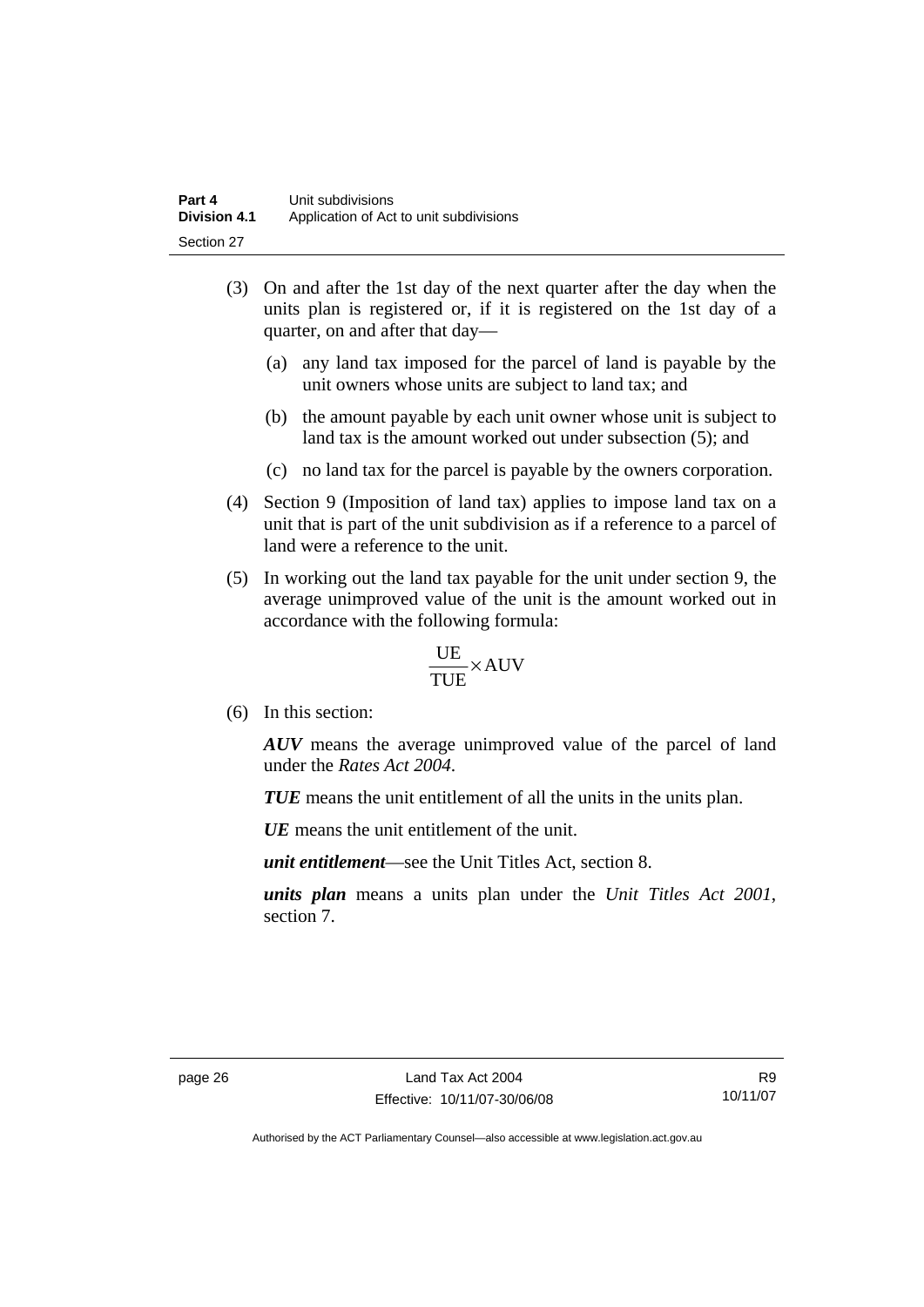(3) On and after the 1st day of the next quarter after the day when the units plan is registered or, if it is registered on the 1st day of a quarter, on and after that day—

(a) any land tax imposed for the parcel of land is payable by the unit owners whose units are subject to land tax; and

(b) the amount payable by each unit owner whose unit is subject to land tax is the amount worked out under subsection (5); and

(c) no land tax for the parcel is payable by the owners corporation.

(4) Section 9 (Imposition of land tax) applies to impose land tax on a unit that is part of the unit subdivision as if a reference to a parcel of land were a reference to the unit.

(5) In working out the land tax payable for the unit under section 9, the average unimproved value of the unit is the amount worked out in accordance with the following formula:

$$\frac{\text{UE}}{\text{TUE}} \times \text{AUV}$$

(6) In this section:

***AUV*** means the average unimproved value of the parcel of land under the *Rates Act 2004*.

***TUE*** means the unit entitlement of all the units in the units plan.

***UE*** means the unit entitlement of the unit.

***unit entitlement***—see the Unit Titles Act, section 8.

***units plan*** means a units plan under the *Unit Titles Act 2001*, section 7.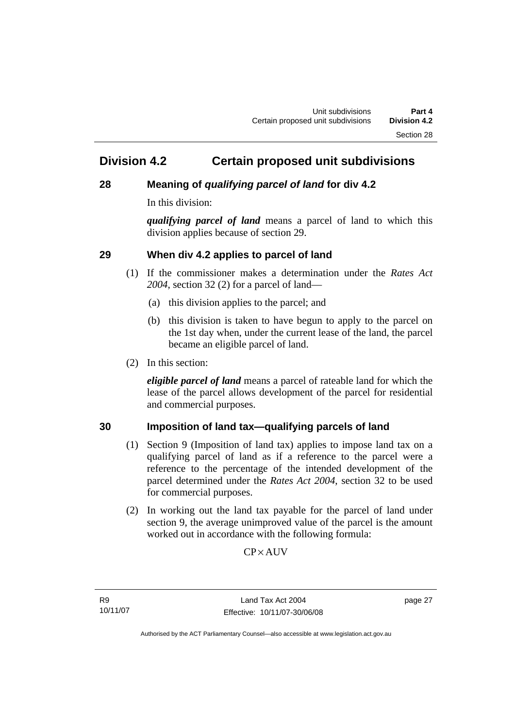## Division 4.2 Certain proposed unit subdivisions

### 28 Meaning of *qualifying parcel of land* for div 4.2

In this division:

***qualifying parcel of land*** means a parcel of land to which this division applies because of section 29.

### 29 When div 4.2 applies to parcel of land

(1) If the commissioner makes a determination under the *Rates Act 2004*, section 32 (2) for a parcel of land—

(a) this division applies to the parcel; and

(b) this division is taken to have begun to apply to the parcel on the 1st day when, under the current lease of the land, the parcel became an eligible parcel of land.

(2) In this section:

***eligible parcel of land*** means a parcel of rateable land for which the lease of the parcel allows development of the parcel for residential and commercial purposes.

### 30 Imposition of land tax—qualifying parcels of land

(1) Section 9 (Imposition of land tax) applies to impose land tax on a qualifying parcel of land as if a reference to the parcel were a reference to the percentage of the intended development of the parcel determined under the *Rates Act 2004*, section 32 to be used for commercial purposes.

(2) In working out the land tax payable for the parcel of land under section 9, the average unimproved value of the parcel is the amount worked out in accordance with the following formula:

$$\mathrm{CP} \times \mathrm{AUV}$$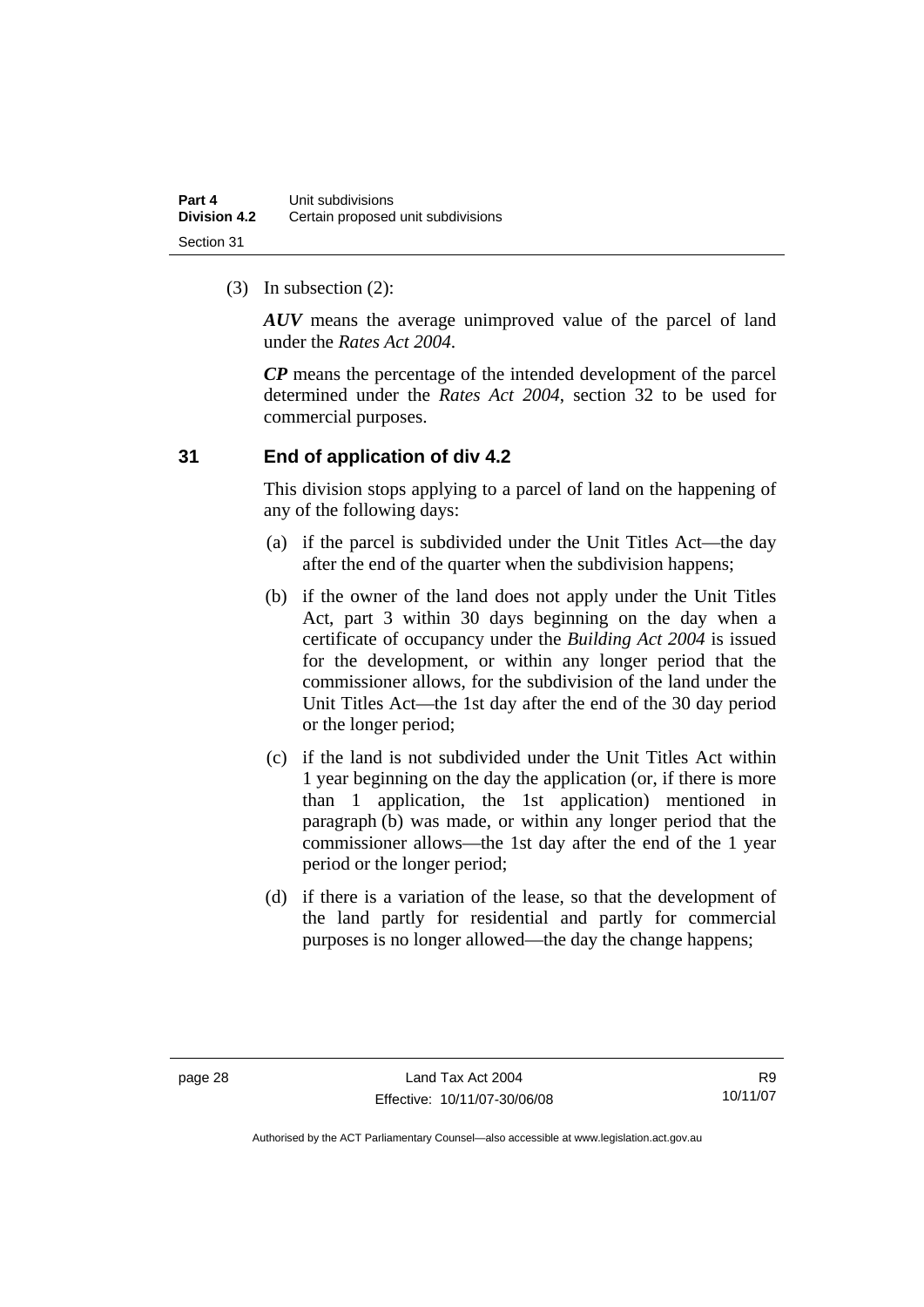(3) In subsection (2):

***AUV*** means the average unimproved value of the parcel of land under the *Rates Act 2004*.

***CP*** means the percentage of the intended development of the parcel determined under the *Rates Act 2004*, section 32 to be used for commercial purposes.

## 31 End of application of div 4.2

This division stops applying to a parcel of land on the happening of any of the following days:

(a) if the parcel is subdivided under the Unit Titles Act—the day after the end of the quarter when the subdivision happens;

(b) if the owner of the land does not apply under the Unit Titles Act, part 3 within 30 days beginning on the day when a certificate of occupancy under the *Building Act 2004* is issued for the development, or within any longer period that the commissioner allows, for the subdivision of the land under the Unit Titles Act—the 1st day after the end of the 30 day period or the longer period;

(c) if the land is not subdivided under the Unit Titles Act within 1 year beginning on the day the application (or, if there is more than 1 application, the 1st application) mentioned in paragraph (b) was made, or within any longer period that the commissioner allows—the 1st day after the end of the 1 year period or the longer period;

(d) if there is a variation of the lease, so that the development of the land partly for residential and partly for commercial purposes is no longer allowed—the day the change happens;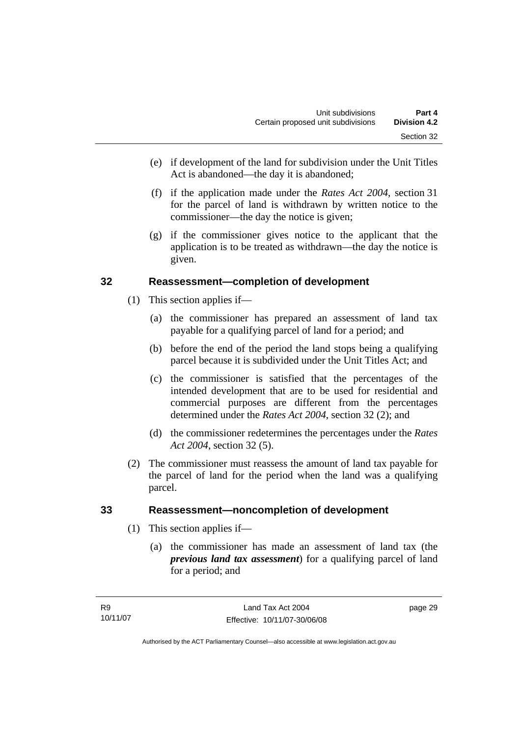(e) if development of the land for subdivision under the Unit Titles Act is abandoned—the day it is abandoned;

(f) if the application made under the *Rates Act 2004*, section 31 for the parcel of land is withdrawn by written notice to the commissioner—the day the notice is given;

(g) if the commissioner gives notice to the applicant that the application is to be treated as withdrawn—the day the notice is given.

### 32 Reassessment—completion of development

(1) This section applies if—

(a) the commissioner has prepared an assessment of land tax payable for a qualifying parcel of land for a period; and

(b) before the end of the period the land stops being a qualifying parcel because it is subdivided under the Unit Titles Act; and

(c) the commissioner is satisfied that the percentages of the intended development that are to be used for residential and commercial purposes are different from the percentages determined under the *Rates Act 2004*, section 32 (2); and

(d) the commissioner redetermines the percentages under the *Rates Act 2004*, section 32 (5).

(2) The commissioner must reassess the amount of land tax payable for the parcel of land for the period when the land was a qualifying parcel.

### 33 Reassessment—noncompletion of development

(1) This section applies if—

(a) the commissioner has made an assessment of land tax (the ***previous land tax assessment***) for a qualifying parcel of land for a period; and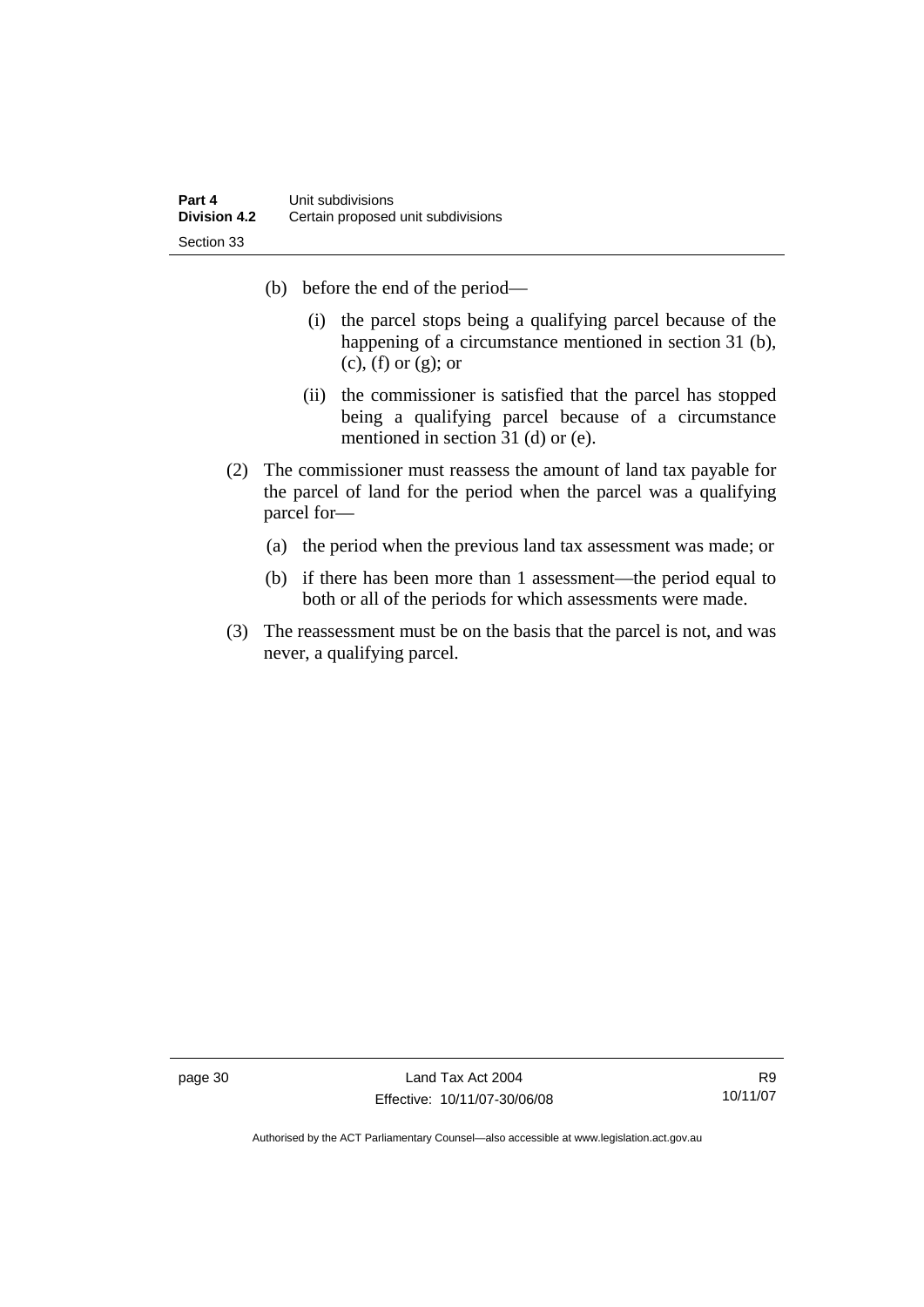(b) before the end of the period—

   (i) the parcel stops being a qualifying parcel because of the happening of a circumstance mentioned in section 31 (b), (c), (f) or (g); or

   (ii) the commissioner is satisfied that the parcel has stopped being a qualifying parcel because of a circumstance mentioned in section 31 (d) or (e).

(2) The commissioner must reassess the amount of land tax payable for the parcel of land for the period when the parcel was a qualifying parcel for—

   (a) the period when the previous land tax assessment was made; or

   (b) if there has been more than 1 assessment—the period equal to both or all of the periods for which assessments were made.

(3) The reassessment must be on the basis that the parcel is not, and was never, a qualifying parcel.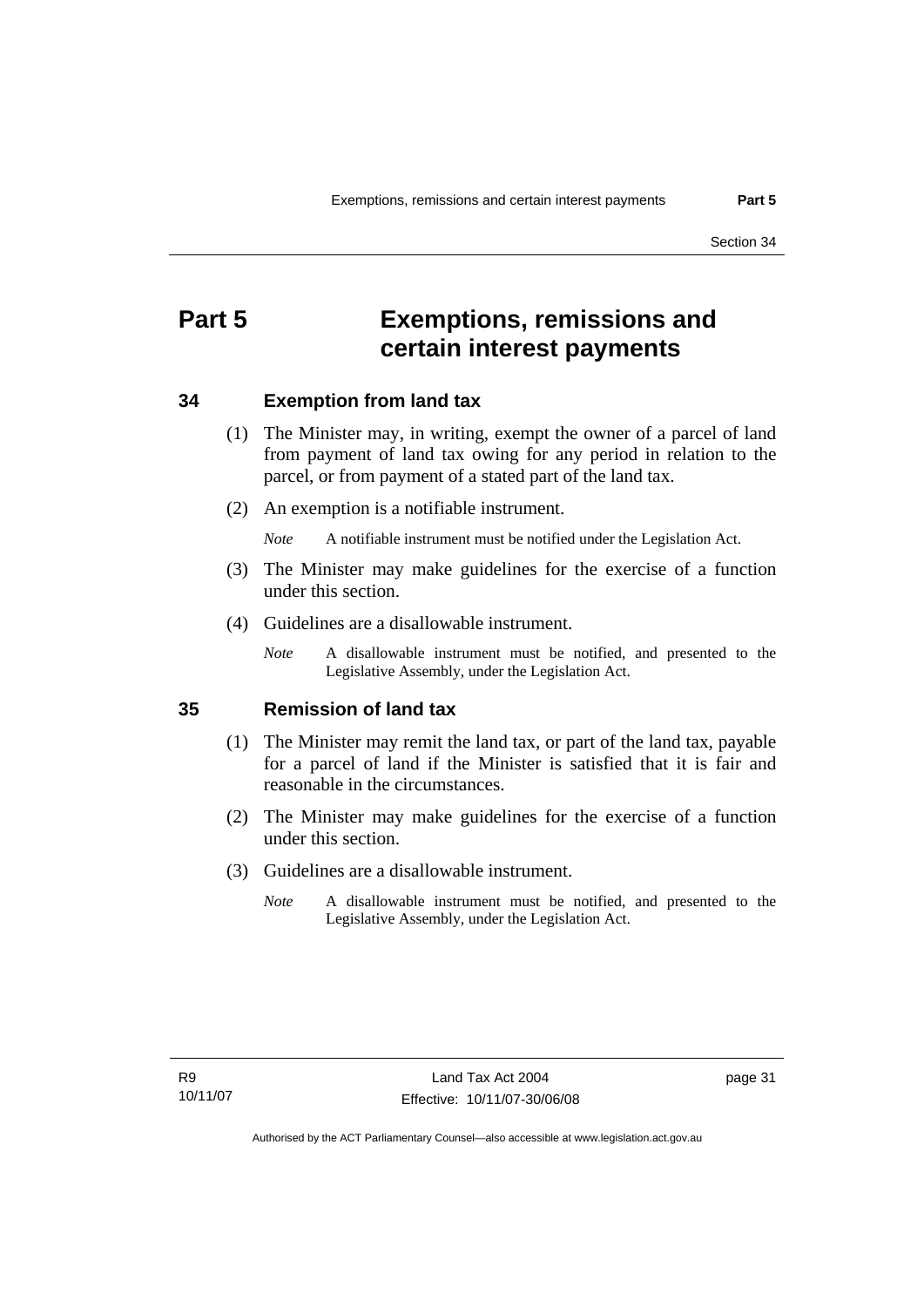# Part 5 Exemptions, remissions and certain interest payments

## 34 Exemption from land tax

(1) The Minister may, in writing, exempt the owner of a parcel of land from payment of land tax owing for any period in relation to the parcel, or from payment of a stated part of the land tax.

(2) An exemption is a notifiable instrument.

*Note* A notifiable instrument must be notified under the Legislation Act.

(3) The Minister may make guidelines for the exercise of a function under this section.

(4) Guidelines are a disallowable instrument.

*Note* A disallowable instrument must be notified, and presented to the Legislative Assembly, under the Legislation Act.

## 35 Remission of land tax

(1) The Minister may remit the land tax, or part of the land tax, payable for a parcel of land if the Minister is satisfied that it is fair and reasonable in the circumstances.

(2) The Minister may make guidelines for the exercise of a function under this section.

(3) Guidelines are a disallowable instrument.

*Note* A disallowable instrument must be notified, and presented to the Legislative Assembly, under the Legislation Act.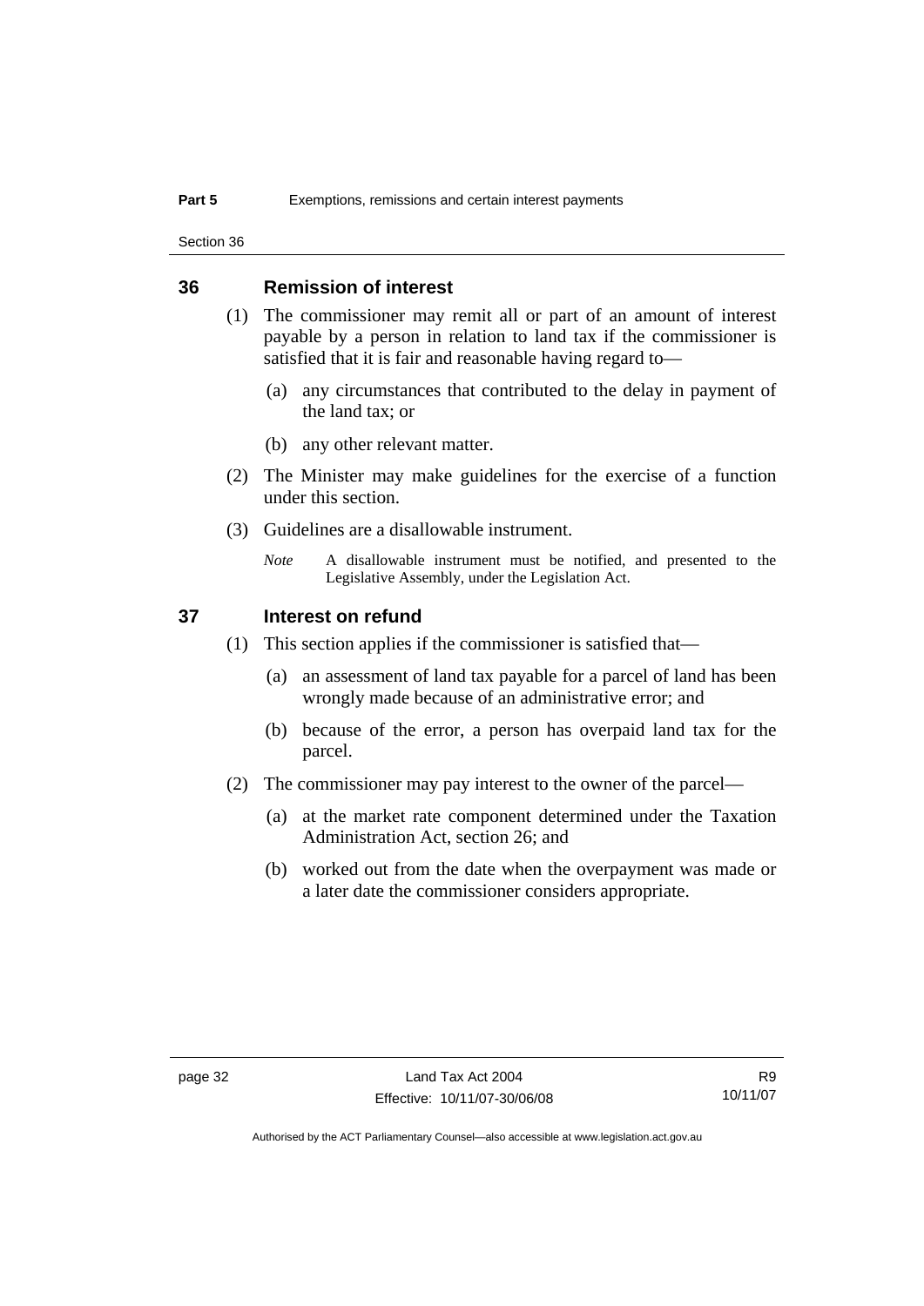## 36 Remission of interest

(1) The commissioner may remit all or part of an amount of interest payable by a person in relation to land tax if the commissioner is satisfied that it is fair and reasonable having regard to—

(a) any circumstances that contributed to the delay in payment of the land tax; or

(b) any other relevant matter.

(2) The Minister may make guidelines for the exercise of a function under this section.

(3) Guidelines are a disallowable instrument.

*Note* A disallowable instrument must be notified, and presented to the Legislative Assembly, under the Legislation Act.

## 37 Interest on refund

(1) This section applies if the commissioner is satisfied that—

(a) an assessment of land tax payable for a parcel of land has been wrongly made because of an administrative error; and

(b) because of the error, a person has overpaid land tax for the parcel.

(2) The commissioner may pay interest to the owner of the parcel—

(a) at the market rate component determined under the Taxation Administration Act, section 26; and

(b) worked out from the date when the overpayment was made or a later date the commissioner considers appropriate.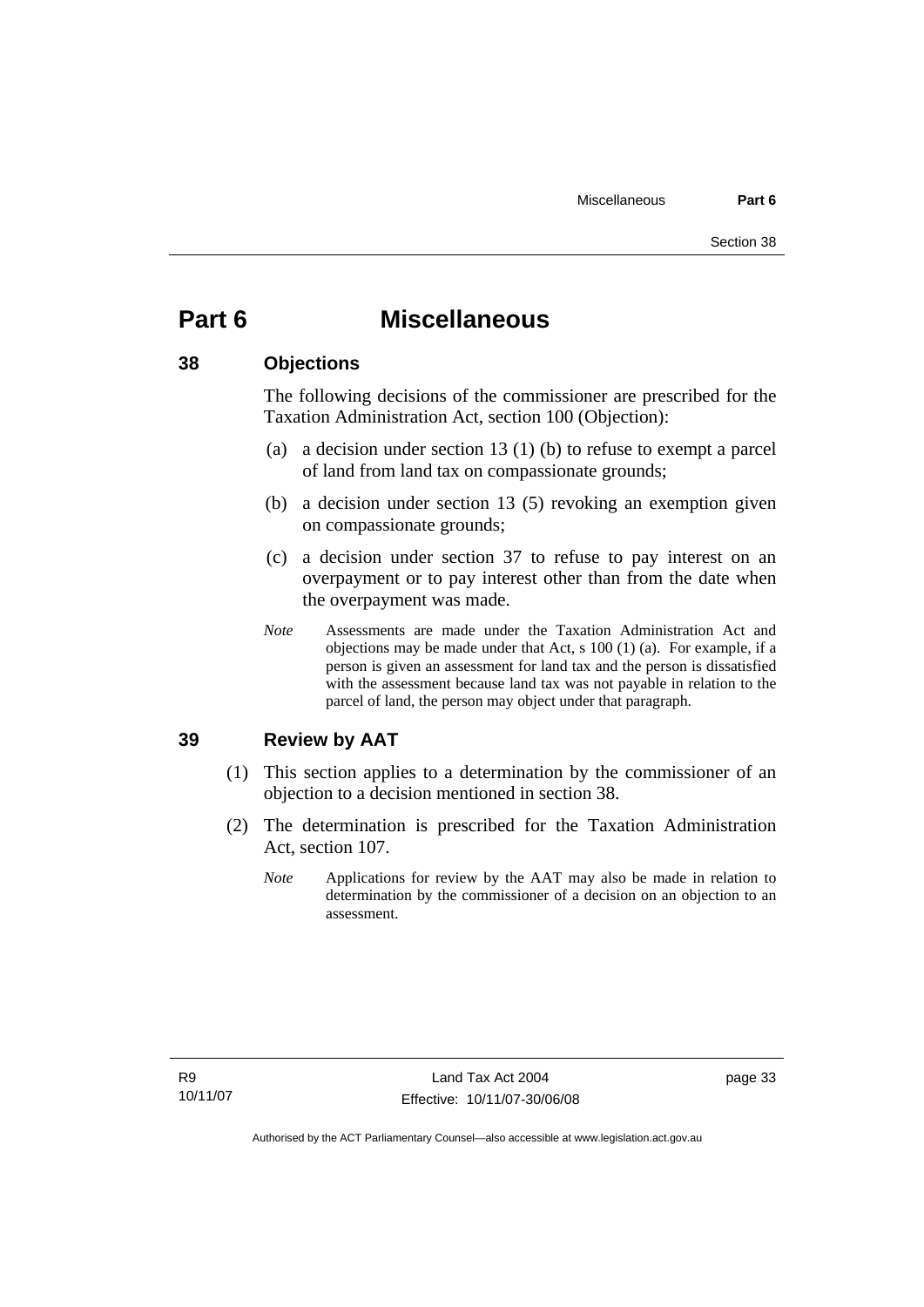# Part 6 Miscellaneous

## 38 Objections

The following decisions of the commissioner are prescribed for the Taxation Administration Act, section 100 (Objection):

(a) a decision under section 13 (1) (b) to refuse to exempt a parcel of land from land tax on compassionate grounds;

(b) a decision under section 13 (5) revoking an exemption given on compassionate grounds;

(c) a decision under section 37 to refuse to pay interest on an overpayment or to pay interest other than from the date when the overpayment was made.

*Note* Assessments are made under the Taxation Administration Act and objections may be made under that Act, s 100 (1) (a). For example, if a person is given an assessment for land tax and the person is dissatisfied with the assessment because land tax was not payable in relation to the parcel of land, the person may object under that paragraph.

## 39 Review by AAT

(1) This section applies to a determination by the commissioner of an objection to a decision mentioned in section 38.

(2) The determination is prescribed for the Taxation Administration Act, section 107.

*Note* Applications for review by the AAT may also be made in relation to determination by the commissioner of a decision on an objection to an assessment.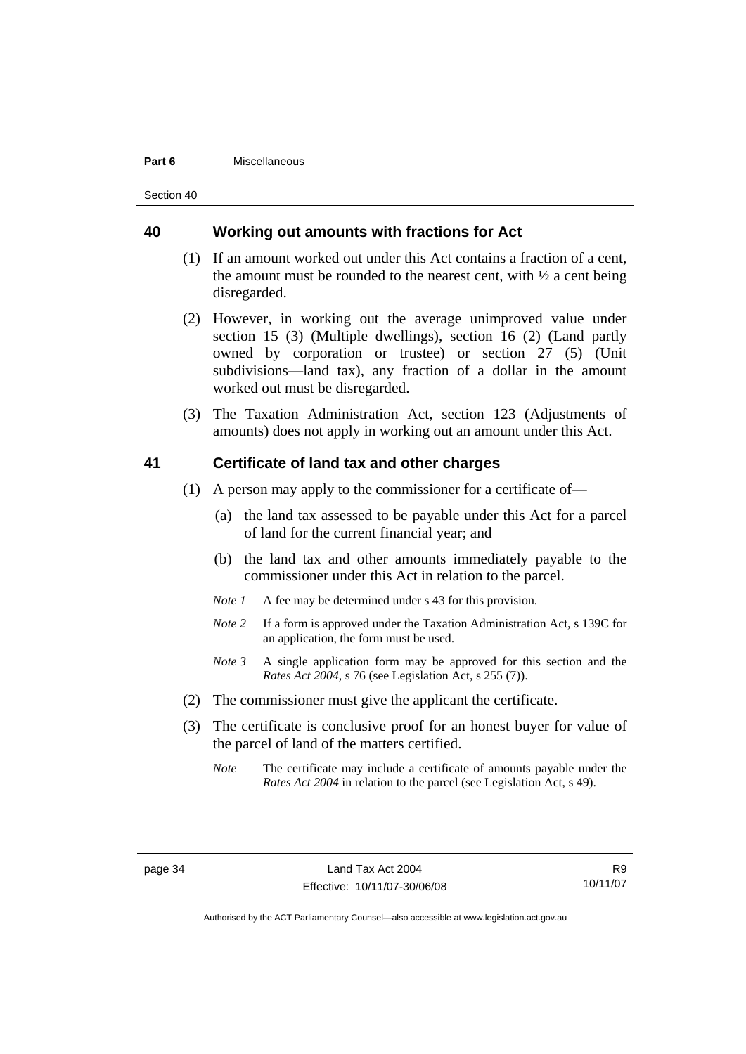## 40 Working out amounts with fractions for Act

(1) If an amount worked out under this Act contains a fraction of a cent, the amount must be rounded to the nearest cent, with ½ a cent being disregarded.

(2) However, in working out the average unimproved value under section 15 (3) (Multiple dwellings), section 16 (2) (Land partly owned by corporation or trustee) or section 27 (5) (Unit subdivisions—land tax), any fraction of a dollar in the amount worked out must be disregarded.

(3) The Taxation Administration Act, section 123 (Adjustments of amounts) does not apply in working out an amount under this Act.

## 41 Certificate of land tax and other charges

(1) A person may apply to the commissioner for a certificate of—

(a) the land tax assessed to be payable under this Act for a parcel of land for the current financial year; and

(b) the land tax and other amounts immediately payable to the commissioner under this Act in relation to the parcel.

*Note 1* A fee may be determined under s 43 for this provision.

*Note 2* If a form is approved under the Taxation Administration Act, s 139C for an application, the form must be used.

*Note 3* A single application form may be approved for this section and the *Rates Act 2004*, s 76 (see Legislation Act, s 255 (7)).

(2) The commissioner must give the applicant the certificate.

(3) The certificate is conclusive proof for an honest buyer for value of the parcel of land of the matters certified.

*Note* The certificate may include a certificate of amounts payable under the *Rates Act 2004* in relation to the parcel (see Legislation Act, s 49).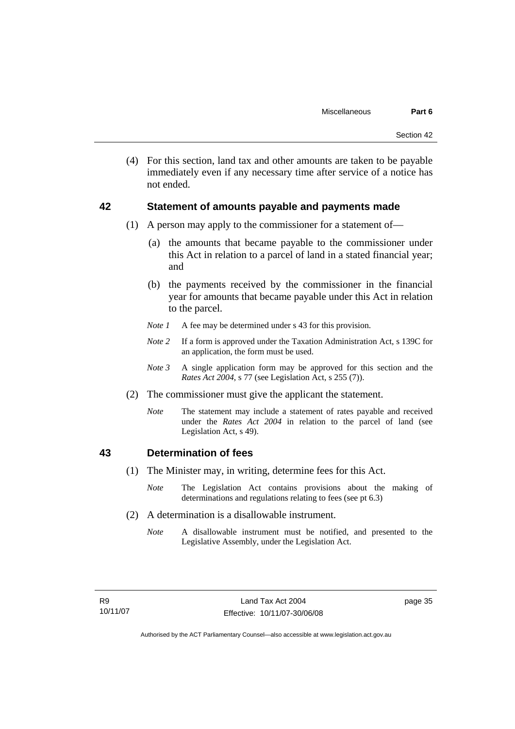(4) For this section, land tax and other amounts are taken to be payable immediately even if any necessary time after service of a notice has not ended.

## 42 Statement of amounts payable and payments made

(1) A person may apply to the commissioner for a statement of—

(a) the amounts that became payable to the commissioner under this Act in relation to a parcel of land in a stated financial year; and

(b) the payments received by the commissioner in the financial year for amounts that became payable under this Act in relation to the parcel.

*Note 1* A fee may be determined under s 43 for this provision.

*Note 2* If a form is approved under the Taxation Administration Act, s 139C for an application, the form must be used.

*Note 3* A single application form may be approved for this section and the *Rates Act 2004*, s 77 (see Legislation Act, s 255 (7)).

(2) The commissioner must give the applicant the statement.

*Note* The statement may include a statement of rates payable and received under the *Rates Act 2004* in relation to the parcel of land (see Legislation Act, s 49).

## 43 Determination of fees

(1) The Minister may, in writing, determine fees for this Act.

*Note* The Legislation Act contains provisions about the making of determinations and regulations relating to fees (see pt 6.3)

(2) A determination is a disallowable instrument.

*Note* A disallowable instrument must be notified, and presented to the Legislative Assembly, under the Legislation Act.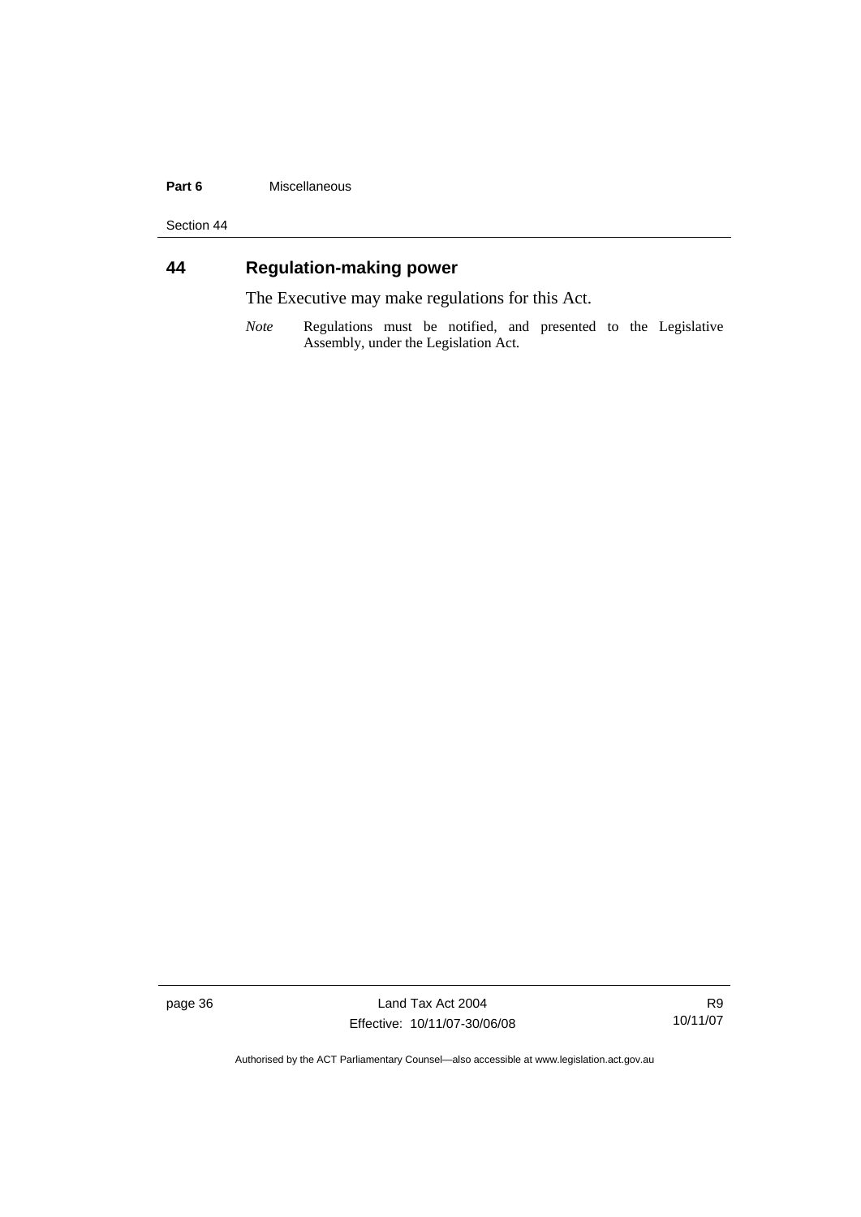## 44 Regulation-making power

The Executive may make regulations for this Act.

*Note* Regulations must be notified, and presented to the Legislative Assembly, under the Legislation Act.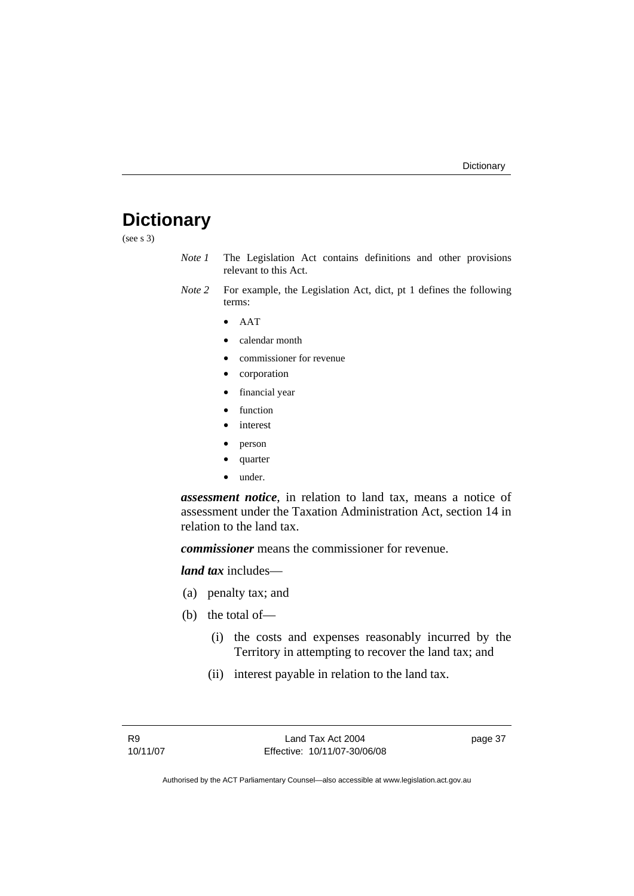# Dictionary

(see s 3)

*Note 1* The Legislation Act contains definitions and other provisions relevant to this Act.

*Note 2* For example, the Legislation Act, dict, pt 1 defines the following terms:

- AAT
- calendar month
- commissioner for revenue
- corporation
- financial year
- function
- interest
- person
- quarter
- under.

***assessment notice***, in relation to land tax, means a notice of assessment under the Taxation Administration Act, section 14 in relation to the land tax.

***commissioner*** means the commissioner for revenue.

***land tax*** includes—

(a) penalty tax; and

(b) the total of—

(i) the costs and expenses reasonably incurred by the Territory in attempting to recover the land tax; and

(ii) interest payable in relation to the land tax.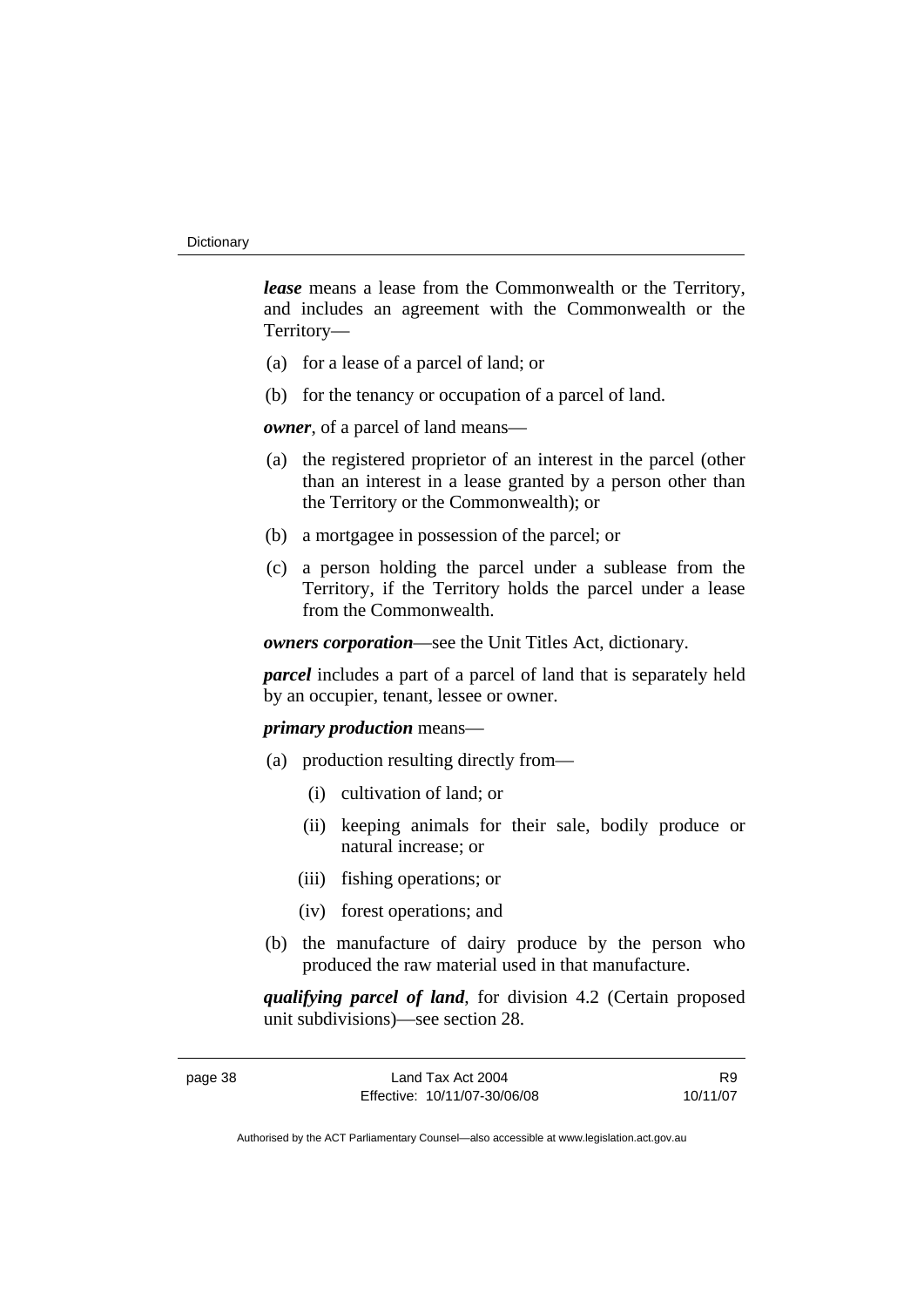***lease*** means a lease from the Commonwealth or the Territory, and includes an agreement with the Commonwealth or the Territory—

(a) for a lease of a parcel of land; or

(b) for the tenancy or occupation of a parcel of land.

***owner***, of a parcel of land means—

(a) the registered proprietor of an interest in the parcel (other than an interest in a lease granted by a person other than the Territory or the Commonwealth); or

(b) a mortgagee in possession of the parcel; or

(c) a person holding the parcel under a sublease from the Territory, if the Territory holds the parcel under a lease from the Commonwealth.

***owners corporation***—see the Unit Titles Act, dictionary.

***parcel*** includes a part of a parcel of land that is separately held by an occupier, tenant, lessee or owner.

***primary production*** means—

(a) production resulting directly from—

  (i) cultivation of land; or

  (ii) keeping animals for their sale, bodily produce or natural increase; or

  (iii) fishing operations; or

  (iv) forest operations; and

(b) the manufacture of dairy produce by the person who produced the raw material used in that manufacture.

***qualifying parcel of land***, for division 4.2 (Certain proposed unit subdivisions)—see section 28.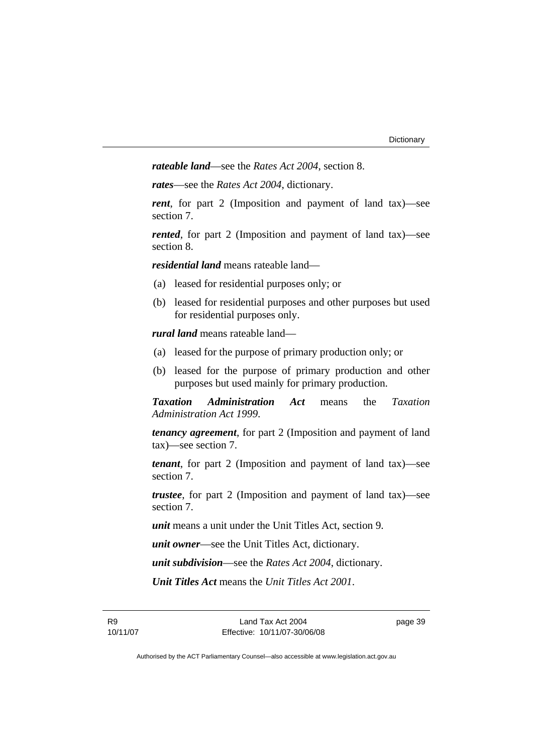***rateable land***—see the *Rates Act 2004*, section 8.

***rates***—see the *Rates Act 2004*, dictionary.

***rent***, for part 2 (Imposition and payment of land tax)—see section 7.

***rented***, for part 2 (Imposition and payment of land tax)—see section 8.

***residential land*** means rateable land—

(a) leased for residential purposes only; or

(b) leased for residential purposes and other purposes but used for residential purposes only.

***rural land*** means rateable land—

(a) leased for the purpose of primary production only; or

(b) leased for the purpose of primary production and other purposes but used mainly for primary production.

***Taxation Administration Act*** means the *Taxation Administration Act 1999*.

***tenancy agreement***, for part 2 (Imposition and payment of land tax)—see section 7.

***tenant***, for part 2 (Imposition and payment of land tax)—see section 7.

***trustee***, for part 2 (Imposition and payment of land tax)—see section 7.

***unit*** means a unit under the Unit Titles Act, section 9.

***unit owner***—see the Unit Titles Act, dictionary.

***unit subdivision***—see the *Rates Act 2004*, dictionary.

***Unit Titles Act*** means the *Unit Titles Act 2001*.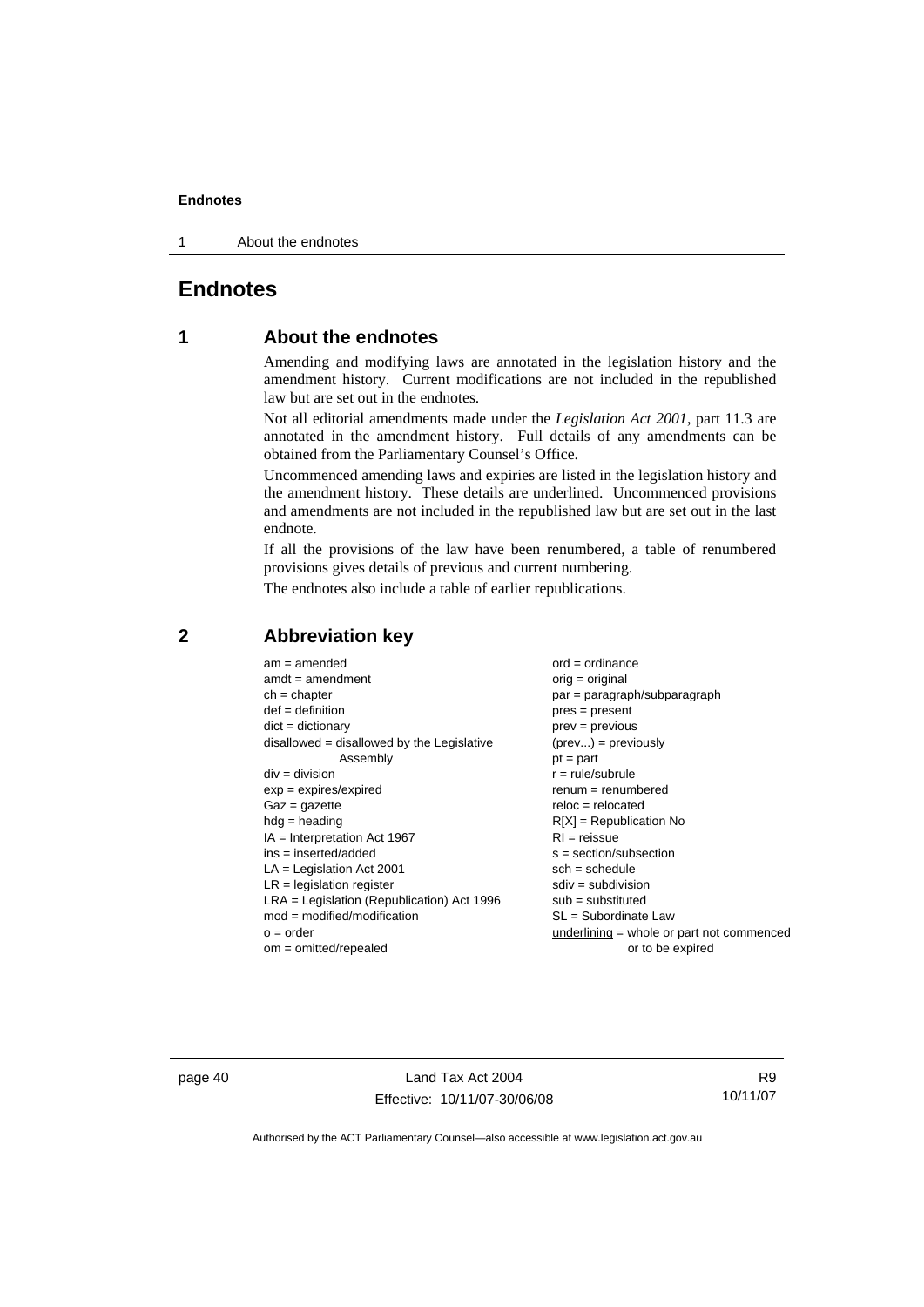# Endnotes

## 1 About the endnotes

Amending and modifying laws are annotated in the legislation history and the amendment history. Current modifications are not included in the republished law but are set out in the endnotes.

Not all editorial amendments made under the *Legislation Act 2001*, part 11.3 are annotated in the amendment history. Full details of any amendments can be obtained from the Parliamentary Counsel's Office.

Uncommenced amending laws and expiries are listed in the legislation history and the amendment history. These details are underlined. Uncommenced provisions and amendments are not included in the republished law but are set out in the last endnote.

If all the provisions of the law have been renumbered, a table of renumbered provisions gives details of previous and current numbering.

The endnotes also include a table of earlier republications.

## 2 Abbreviation key

am = amended
amdt = amendment
ch = chapter
def = definition
dict = dictionary
disallowed = disallowed by the Legislative Assembly
div = division
exp = expires/expired
Gaz = gazette
hdg = heading
IA = Interpretation Act 1967
ins = inserted/added
LA = Legislation Act 2001
LR = legislation register
LRA = Legislation (Republication) Act 1996
mod = modified/modification
o = order
om = omitted/repealed
ord = ordinance
orig = original
par = paragraph/subparagraph
pres = present
prev = previous
(prev...) = previously
pt = part
r = rule/subrule
renum = renumbered
reloc = relocated
R[X] = Republication No
RI = reissue
s = section/subsection
sch = schedule
sdiv = subdivision
sub = substituted
SL = Subordinate Law
underlining = whole or part not commenced or to be expired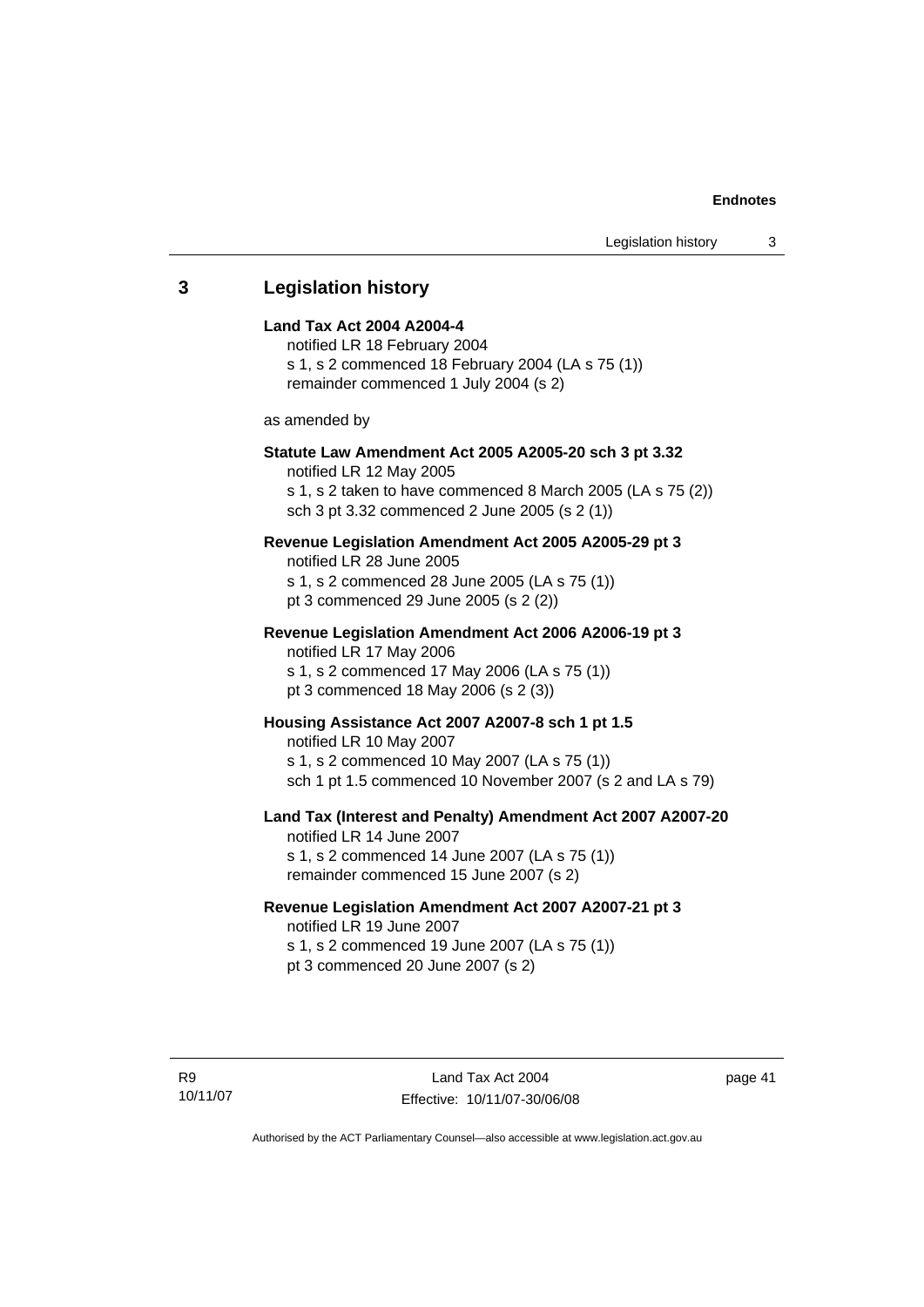## 3 Legislation history

**Land Tax Act 2004 A2004-4**
notified LR 18 February 2004
s 1, s 2 commenced 18 February 2004 (LA s 75 (1))
remainder commenced 1 July 2004 (s 2)

as amended by

**Statute Law Amendment Act 2005 A2005-20 sch 3 pt 3.32**
notified LR 12 May 2005
s 1, s 2 taken to have commenced 8 March 2005 (LA s 75 (2))
sch 3 pt 3.32 commenced 2 June 2005 (s 2 (1))

**Revenue Legislation Amendment Act 2005 A2005-29 pt 3**
notified LR 28 June 2005
s 1, s 2 commenced 28 June 2005 (LA s 75 (1))
pt 3 commenced 29 June 2005 (s 2 (2))

**Revenue Legislation Amendment Act 2006 A2006-19 pt 3**
notified LR 17 May 2006
s 1, s 2 commenced 17 May 2006 (LA s 75 (1))
pt 3 commenced 18 May 2006 (s 2 (3))

**Housing Assistance Act 2007 A2007-8 sch 1 pt 1.5**
notified LR 10 May 2007
s 1, s 2 commenced 10 May 2007 (LA s 75 (1))
sch 1 pt 1.5 commenced 10 November 2007 (s 2 and LA s 79)

**Land Tax (Interest and Penalty) Amendment Act 2007 A2007-20**
notified LR 14 June 2007
s 1, s 2 commenced 14 June 2007 (LA s 75 (1))
remainder commenced 15 June 2007 (s 2)

**Revenue Legislation Amendment Act 2007 A2007-21 pt 3**
notified LR 19 June 2007
s 1, s 2 commenced 19 June 2007 (LA s 75 (1))
pt 3 commenced 20 June 2007 (s 2)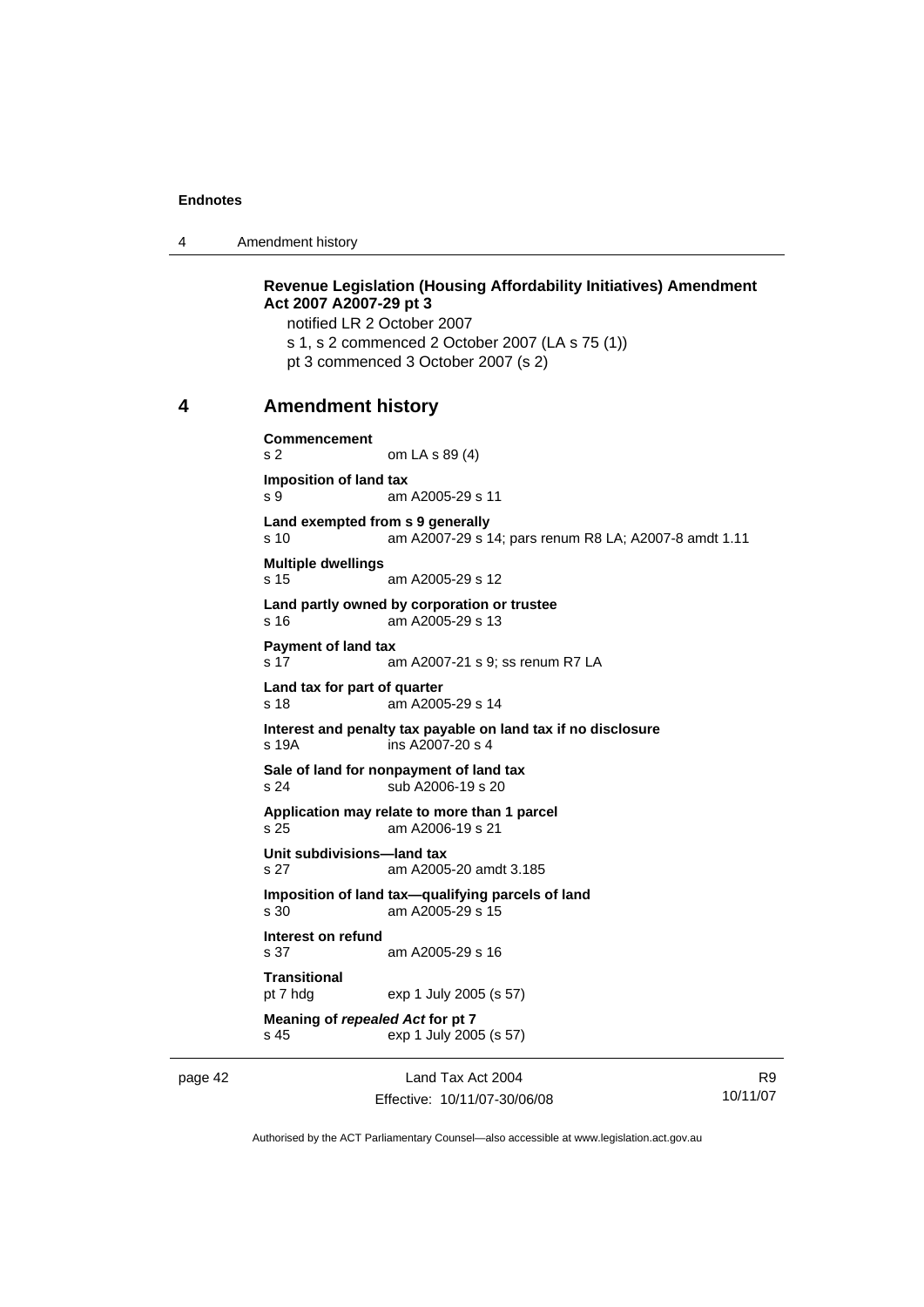**Revenue Legislation (Housing Affordability Initiatives) Amendment Act 2007 A2007-29 pt 3**

notified LR 2 October 2007

s 1, s 2 commenced 2 October 2007 (LA s 75 (1))

pt 3 commenced 3 October 2007 (s 2)

## 4 Amendment history

**Commencement**
s 2 om LA s 89 (4)

**Imposition of land tax**
s 9 am A2005-29 s 11

**Land exempted from s 9 generally**
s 10 am A2007-29 s 14; pars renum R8 LA; A2007-8 amdt 1.11

**Multiple dwellings**
s 15 am A2005-29 s 12

**Land partly owned by corporation or trustee**
s 16 am A2005-29 s 13

**Payment of land tax**
s 17 am A2007-21 s 9; ss renum R7 LA

**Land tax for part of quarter**
s 18 am A2005-29 s 14

**Interest and penalty tax payable on land tax if no disclosure**
s 19A ins A2007-20 s 4

**Sale of land for nonpayment of land tax**
s 24 sub A2006-19 s 20

**Application may relate to more than 1 parcel**
s 25 am A2006-19 s 21

**Unit subdivisions—land tax**
s 27 am A2005-20 amdt 3.185

**Imposition of land tax—qualifying parcels of land**
s 30 am A2005-29 s 15

**Interest on refund**
s 37 am A2005-29 s 16

**Transitional**
pt 7 hdg exp 1 July 2005 (s 57)

**Meaning of *repealed Act* for pt 7**
s 45 exp 1 July 2005 (s 57)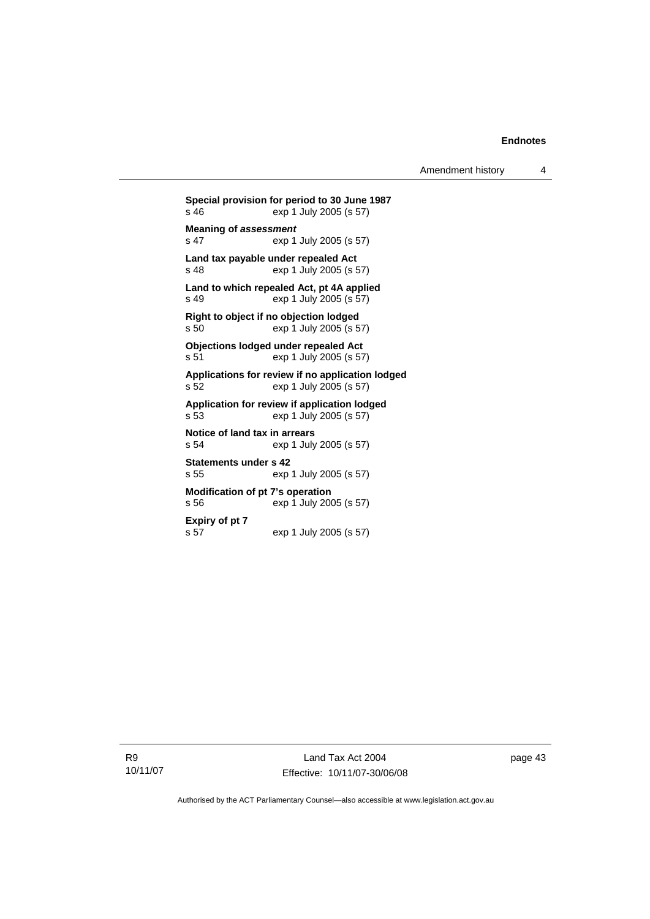**Special provision for period to 30 June 1987**
s 46 exp 1 July 2005 (s 57)

**Meaning of *assessment***
s 47 exp 1 July 2005 (s 57)

**Land tax payable under repealed Act**
s 48 exp 1 July 2005 (s 57)

**Land to which repealed Act, pt 4A applied**
s 49 exp 1 July 2005 (s 57)

**Right to object if no objection lodged**
s 50 exp 1 July 2005 (s 57)

**Objections lodged under repealed Act**
s 51 exp 1 July 2005 (s 57)

**Applications for review if no application lodged**
s 52 exp 1 July 2005 (s 57)

**Application for review if application lodged**
s 53 exp 1 July 2005 (s 57)

**Notice of land tax in arrears**
s 54 exp 1 July 2005 (s 57)

**Statements under s 42**
s 55 exp 1 July 2005 (s 57)

**Modification of pt 7's operation**
s 56 exp 1 July 2005 (s 57)

**Expiry of pt 7**
s 57 exp 1 July 2005 (s 57)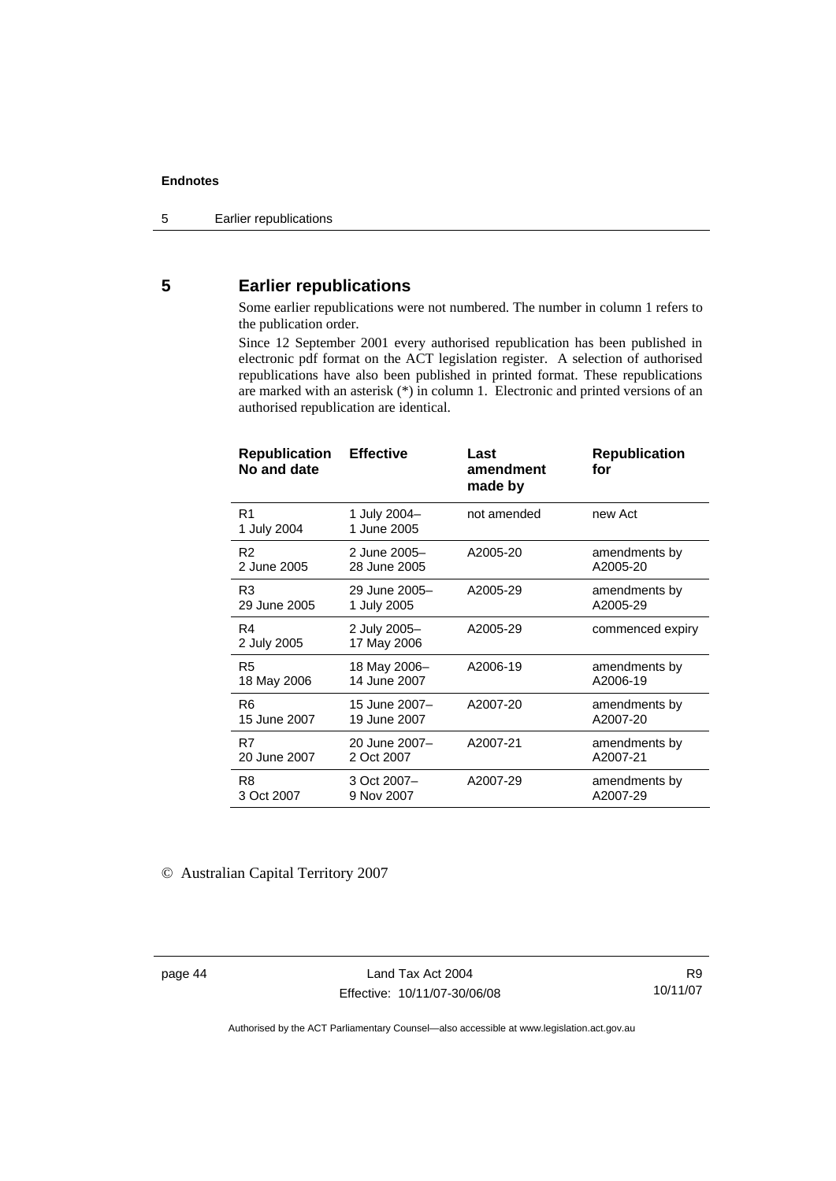## 5 Earlier republications

Some earlier republications were not numbered. The number in column 1 refers to the publication order.

Since 12 September 2001 every authorised republication has been published in electronic pdf format on the ACT legislation register. A selection of authorised republications have also been published in printed format. These republications are marked with an asterisk (*) in column 1. Electronic and printed versions of an authorised republication are identical.

| Republication No and date | Effective | Last amendment made by | Republication for |
|---|---|---|---|
| R1 1 July 2004 | 1 July 2004– 1 June 2005 | not amended | new Act |
| R2 2 June 2005 | 2 June 2005– 28 June 2005 | A2005-20 | amendments by A2005-20 |
| R3 29 June 2005 | 29 June 2005– 1 July 2005 | A2005-29 | amendments by A2005-29 |
| R4 2 July 2005 | 2 July 2005– 17 May 2006 | A2005-29 | commenced expiry |
| R5 18 May 2006 | 18 May 2006– 14 June 2007 | A2006-19 | amendments by A2006-19 |
| R6 15 June 2007 | 15 June 2007– 19 June 2007 | A2007-20 | amendments by A2007-20 |
| R7 20 June 2007 | 20 June 2007– 2 Oct 2007 | A2007-21 | amendments by A2007-21 |
| R8 3 Oct 2007 | 3 Oct 2007– 9 Nov 2007 | A2007-29 | amendments by A2007-29 |

© Australian Capital Territory 2007